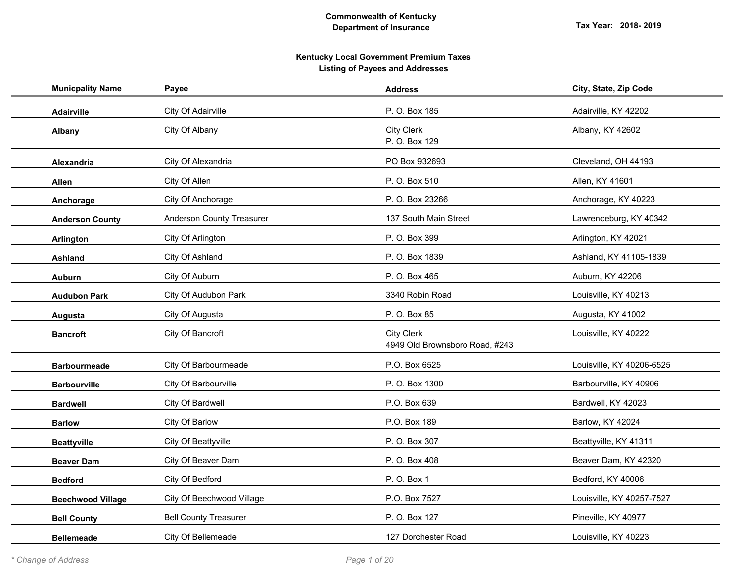**Commonwealth of Kentucky**
**Department of Insurance**

**Tax Year: 2018- 2019**

## Kentucky Local Government Premium Taxes
## Listing of Payees and Addresses

| Municpality Name | Payee | Address | City, State, Zip Code |
|---|---|---|---|
| **Adairville** | City Of Adairville | P. O. Box 185 | Adairville, KY 42202 |
| **Albany** | City Of Albany | City Clerk<br>P. O. Box 129 | Albany, KY 42602 |
| **Alexandria** | City Of Alexandria | PO Box 932693 | Cleveland, OH 44193 |
| **Allen** | City Of Allen | P. O. Box 510 | Allen, KY 41601 |
| **Anchorage** | City Of Anchorage | P. O. Box 23266 | Anchorage, KY 40223 |
| **Anderson County** | Anderson County Treasurer | 137 South Main Street | Lawrenceburg, KY 40342 |
| **Arlington** | City Of Arlington | P. O. Box 399 | Arlington, KY 42021 |
| **Ashland** | City Of Ashland | P. O. Box 1839 | Ashland, KY 41105-1839 |
| **Auburn** | City Of Auburn | P. O. Box 465 | Auburn, KY 42206 |
| **Audubon Park** | City Of Audubon Park | 3340 Robin Road | Louisville, KY 40213 |
| **Augusta** | City Of Augusta | P. O. Box 85 | Augusta, KY 41002 |
| **Bancroft** | City Of Bancroft | City Clerk<br>4949 Old Brownsboro Road, #243 | Louisville, KY 40222 |
| **Barbourmeade** | City Of Barbourmeade | P.O. Box 6525 | Louisville, KY 40206-6525 |
| **Barbourville** | City Of Barbourville | P. O. Box 1300 | Barbourville, KY 40906 |
| **Bardwell** | City Of Bardwell | P.O. Box 639 | Bardwell, KY 42023 |
| **Barlow** | City Of Barlow | P.O. Box 189 | Barlow, KY 42024 |
| **Beattyville** | City Of Beattyville | P. O. Box 307 | Beattyville, KY 41311 |
| **Beaver Dam** | City Of Beaver Dam | P. O. Box 408 | Beaver Dam, KY 42320 |
| **Bedford** | City Of Bedford | P. O. Box 1 | Bedford, KY 40006 |
| **Beechwood Village** | City Of Beechwood Village | P.O. Box 7527 | Louisville, KY 40257-7527 |
| **Bell County** | Bell County Treasurer | P. O. Box 127 | Pineville, KY 40977 |
| **Bellemeade** | City Of Bellemeade | 127 Dorchester Road | Louisville, KY 40223 |

*\* Change of Address*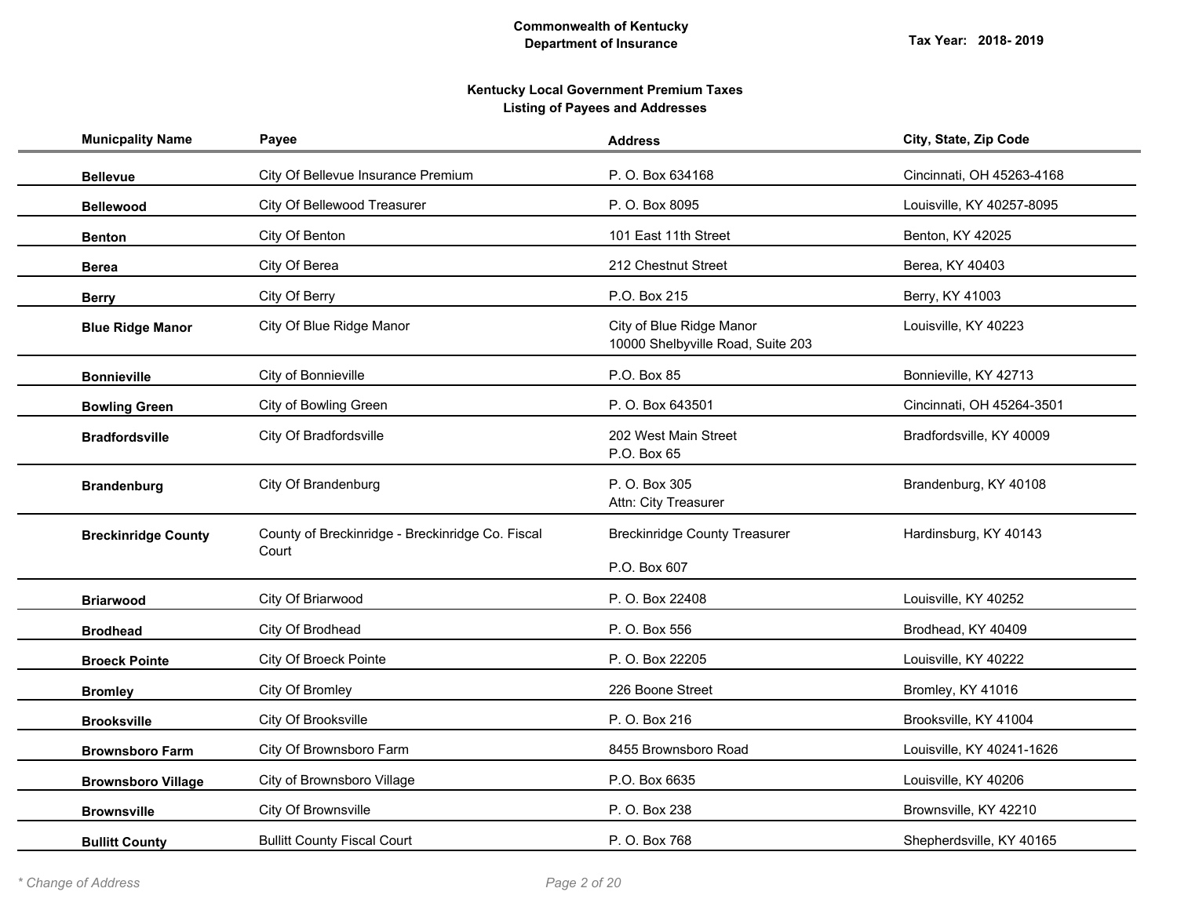**Commonwealth of Kentucky**
**Department of Insurance**

**Tax Year: 2018- 2019**

**Kentucky Local Government Premium Taxes**
**Listing of Payees and Addresses**

| Municpality Name | Payee | Address | City, State, Zip Code |
| --- | --- | --- | --- |
| **Bellevue** | City Of Bellevue Insurance Premium | P. O. Box 634168 | Cincinnati, OH 45263-4168 |
| **Bellewood** | City Of Bellewood Treasurer | P. O. Box 8095 | Louisville, KY 40257-8095 |
| **Benton** | City Of Benton | 101 East 11th Street | Benton, KY 42025 |
| **Berea** | City Of Berea | 212 Chestnut Street | Berea, KY 40403 |
| **Berry** | City Of Berry | P.O. Box 215 | Berry, KY 41003 |
| **Blue Ridge Manor** | City Of Blue Ridge Manor | City of Blue Ridge Manor<br>10000 Shelbyville Road, Suite 203 | Louisville, KY 40223 |
| **Bonnieville** | City of Bonnieville | P.O. Box 85 | Bonnieville, KY 42713 |
| **Bowling Green** | City of Bowling Green | P. O. Box 643501 | Cincinnati, OH 45264-3501 |
| **Bradfordsville** | City Of Bradfordsville | 202 West Main Street<br>P.O. Box 65 | Bradfordsville, KY 40009 |
| **Brandenburg** | City Of Brandenburg | P. O. Box 305<br>Attn: City Treasurer | Brandenburg, KY 40108 |
| **Breckinridge County** | County of Breckinridge - Breckinridge Co. Fiscal Court | Breckinridge County Treasurer<br>P.O. Box 607 | Hardinsburg, KY 40143 |
| **Briarwood** | City Of Briarwood | P. O. Box 22408 | Louisville, KY 40252 |
| **Brodhead** | City Of Brodhead | P. O. Box 556 | Brodhead, KY 40409 |
| **Broeck Pointe** | City Of Broeck Pointe | P. O. Box 22205 | Louisville, KY 40222 |
| **Bromley** | City Of Bromley | 226 Boone Street | Bromley, KY 41016 |
| **Brooksville** | City Of Brooksville | P. O. Box 216 | Brooksville, KY 41004 |
| **Brownsboro Farm** | City Of Brownsboro Farm | 8455 Brownsboro Road | Louisville, KY 40241-1626 |
| **Brownsboro Village** | City of Brownsboro Village | P.O. Box 6635 | Louisville, KY 40206 |
| **Brownsville** | City Of Brownsville | P. O. Box 238 | Brownsville, KY 42210 |
| **Bullitt County** | Bullitt County Fiscal Court | P. O. Box 768 | Shepherdsville, KY 40165 |

*\* Change of Address*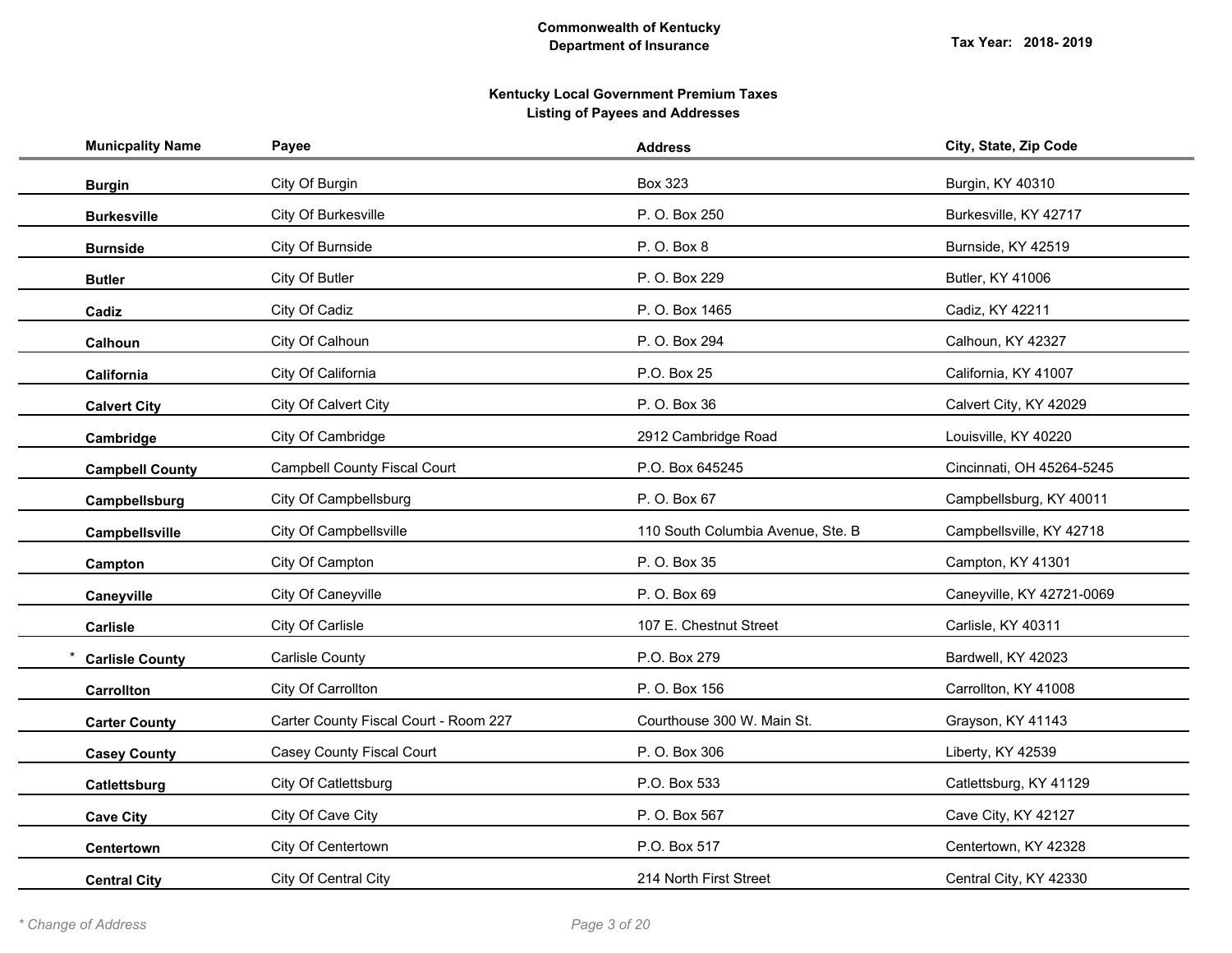**Commonwealth of Kentucky**
**Department of Insurance**

**Tax Year: 2018- 2019**

## Kentucky Local Government Premium Taxes
## Listing of Payees and Addresses

| Municpality Name | Payee | Address | City, State, Zip Code |
|---|---|---|---|
| **Burgin** | City Of Burgin | Box 323 | Burgin, KY 40310 |
| **Burkesville** | City Of Burkesville | P. O. Box 250 | Burkesville, KY 42717 |
| **Burnside** | City Of Burnside | P. O. Box 8 | Burnside, KY 42519 |
| **Butler** | City Of Butler | P. O. Box 229 | Butler, KY 41006 |
| **Cadiz** | City Of Cadiz | P. O. Box 1465 | Cadiz, KY 42211 |
| **Calhoun** | City Of Calhoun | P. O. Box 294 | Calhoun, KY 42327 |
| **California** | City Of California | P.O. Box 25 | California, KY 41007 |
| **Calvert City** | City Of Calvert City | P. O. Box 36 | Calvert City, KY 42029 |
| **Cambridge** | City Of Cambridge | 2912 Cambridge Road | Louisville, KY 40220 |
| **Campbell County** | Campbell County Fiscal Court | P.O. Box 645245 | Cincinnati, OH 45264-5245 |
| **Campbellsburg** | City Of Campbellsburg | P. O. Box 67 | Campbellsburg, KY 40011 |
| **Campbellsville** | City Of Campbellsville | 110 South Columbia Avenue, Ste. B | Campbellsville, KY 42718 |
| **Campton** | City Of Campton | P. O. Box 35 | Campton, KY 41301 |
| **Caneyville** | City Of Caneyville | P. O. Box 69 | Caneyville, KY 42721-0069 |
| **Carlisle** | City Of Carlisle | 107 E. Chestnut Street | Carlisle, KY 40311 |
| * **Carlisle County** | Carlisle County | P.O. Box 279 | Bardwell, KY 42023 |
| **Carrollton** | City Of Carrollton | P. O. Box 156 | Carrollton, KY 41008 |
| **Carter County** | Carter County Fiscal Court - Room 227 | Courthouse 300 W. Main St. | Grayson, KY 41143 |
| **Casey County** | Casey County Fiscal Court | P. O. Box 306 | Liberty, KY 42539 |
| **Catlettsburg** | City Of Catlettsburg | P.O. Box 533 | Catlettsburg, KY 41129 |
| **Cave City** | City Of Cave City | P. O. Box 567 | Cave City, KY 42127 |
| **Centertown** | City Of Centertown | P.O. Box 517 | Centertown, KY 42328 |
| **Central City** | City Of Central City | 214 North First Street | Central City, KY 42330 |

*\* Change of Address*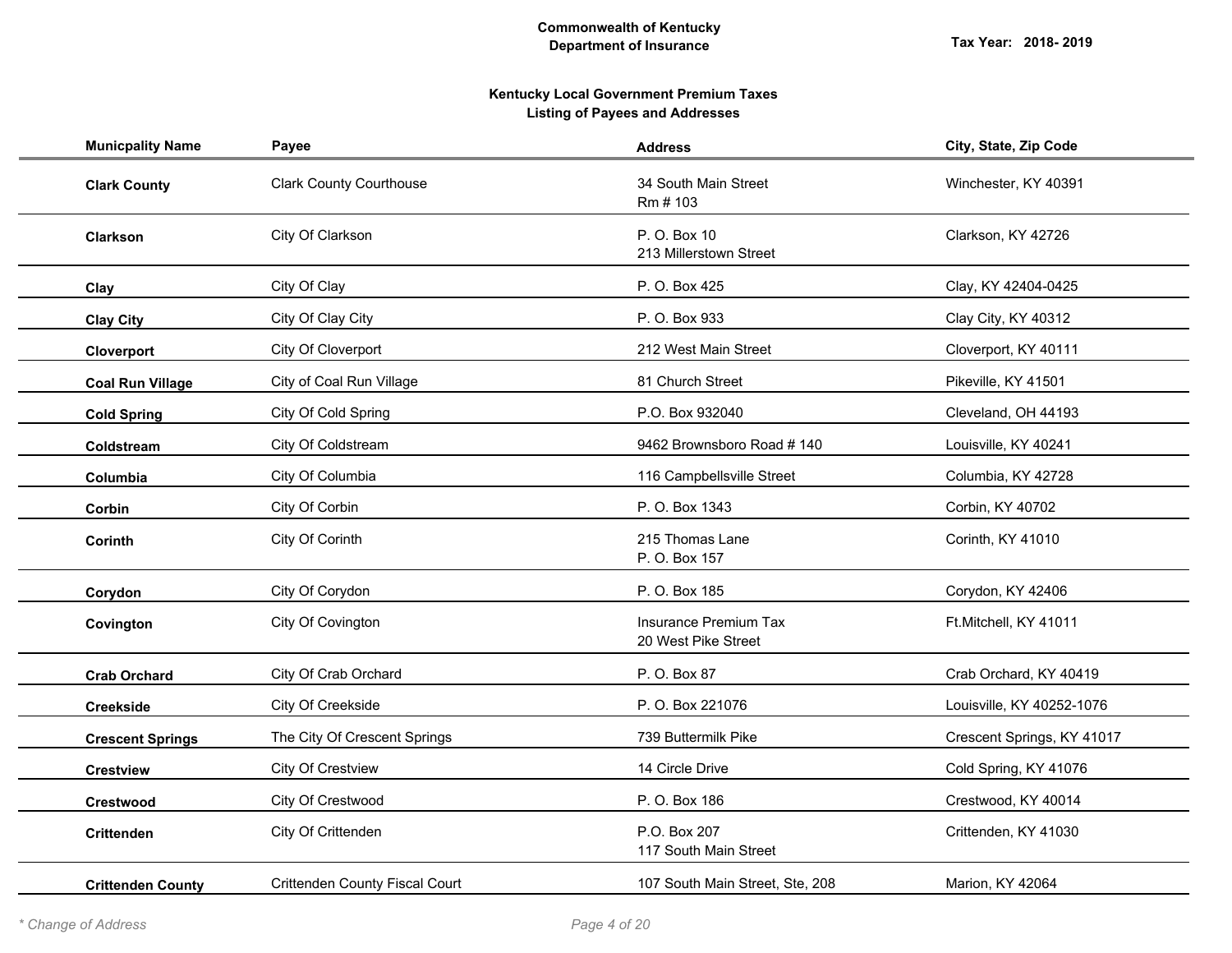**Commonwealth of Kentucky**
**Department of Insurance**

**Tax Year: 2018- 2019**

## Kentucky Local Government Premium Taxes
## Listing of Payees and Addresses

| Municpality Name | Payee | Address | City, State, Zip Code |
|---|---|---|---|
| **Clark County** | Clark County Courthouse | 34 South Main Street<br>Rm # 103 | Winchester, KY 40391 |
| **Clarkson** | City Of Clarkson | P. O. Box 10<br>213 Millerstown Street | Clarkson, KY 42726 |
| **Clay** | City Of Clay | P. O. Box 425 | Clay, KY 42404-0425 |
| **Clay City** | City Of Clay City | P. O. Box 933 | Clay City, KY 40312 |
| **Cloverport** | City Of Cloverport | 212 West Main Street | Cloverport, KY 40111 |
| **Coal Run Village** | City of Coal Run Village | 81 Church Street | Pikeville, KY 41501 |
| **Cold Spring** | City Of Cold Spring | P.O. Box 932040 | Cleveland, OH 44193 |
| **Coldstream** | City Of Coldstream | 9462 Brownsboro Road # 140 | Louisville, KY 40241 |
| **Columbia** | City Of Columbia | 116 Campbellsville Street | Columbia, KY 42728 |
| **Corbin** | City Of Corbin | P. O. Box 1343 | Corbin, KY 40702 |
| **Corinth** | City Of Corinth | 215 Thomas Lane<br>P. O. Box 157 | Corinth, KY 41010 |
| **Corydon** | City Of Corydon | P. O. Box 185 | Corydon, KY 42406 |
| **Covington** | City Of Covington | Insurance Premium Tax<br>20 West Pike Street | Ft.Mitchell, KY 41011 |
| **Crab Orchard** | City Of Crab Orchard | P. O. Box 87 | Crab Orchard, KY 40419 |
| **Creekside** | City Of Creekside | P. O. Box 221076 | Louisville, KY 40252-1076 |
| **Crescent Springs** | The City Of Crescent Springs | 739 Buttermilk Pike | Crescent Springs, KY 41017 |
| **Crestview** | City Of Crestview | 14 Circle Drive | Cold Spring, KY 41076 |
| **Crestwood** | City Of Crestwood | P. O. Box 186 | Crestwood, KY 40014 |
| **Crittenden** | City Of Crittenden | P.O. Box 207<br>117 South Main Street | Crittenden, KY 41030 |
| **Crittenden County** | Crittenden County Fiscal Court | 107 South Main Street, Ste, 208 | Marion, KY 42064 |

*\* Change of Address*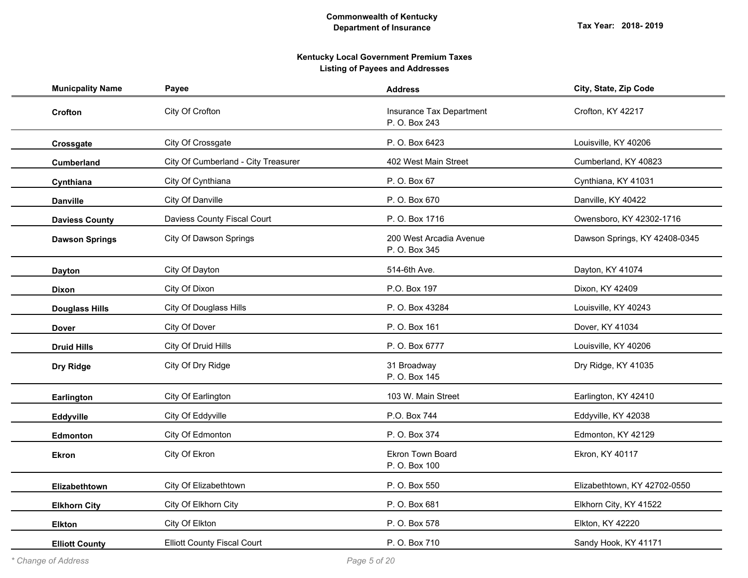**Commonwealth of Kentucky**
**Department of Insurance**

**Tax Year: 2018- 2019**

**Kentucky Local Government Premium Taxes**
**Listing of Payees and Addresses**

| Municpality Name | Payee | Address | City, State, Zip Code |
|---|---|---|---|
| **Crofton** | City Of Crofton | Insurance Tax Department<br>P. O. Box 243 | Crofton, KY 42217 |
| **Crossgate** | City Of Crossgate | P. O. Box 6423 | Louisville, KY 40206 |
| **Cumberland** | City Of Cumberland - City Treasurer | 402 West Main Street | Cumberland, KY 40823 |
| **Cynthiana** | City Of Cynthiana | P. O. Box 67 | Cynthiana, KY 41031 |
| **Danville** | City Of Danville | P. O. Box 670 | Danville, KY 40422 |
| **Daviess County** | Daviess County Fiscal Court | P. O. Box 1716 | Owensboro, KY 42302-1716 |
| **Dawson Springs** | City Of Dawson Springs | 200 West Arcadia Avenue<br>P. O. Box 345 | Dawson Springs, KY 42408-0345 |
| **Dayton** | City Of Dayton | 514-6th Ave. | Dayton, KY 41074 |
| **Dixon** | City Of Dixon | P.O. Box 197 | Dixon, KY 42409 |
| **Douglass Hills** | City Of Douglass Hills | P. O. Box 43284 | Louisville, KY 40243 |
| **Dover** | City Of Dover | P. O. Box 161 | Dover, KY 41034 |
| **Druid Hills** | City Of Druid Hills | P. O. Box 6777 | Louisville, KY 40206 |
| **Dry Ridge** | City Of Dry Ridge | 31 Broadway<br>P. O. Box 145 | Dry Ridge, KY 41035 |
| **Earlington** | City Of Earlington | 103 W. Main Street | Earlington, KY 42410 |
| **Eddyville** | City Of Eddyville | P.O. Box 744 | Eddyville, KY 42038 |
| **Edmonton** | City Of Edmonton | P. O. Box 374 | Edmonton, KY 42129 |
| **Ekron** | City Of Ekron | Ekron Town Board<br>P. O. Box 100 | Ekron, KY 40117 |
| **Elizabethtown** | City Of Elizabethtown | P. O. Box 550 | Elizabethtown, KY 42702-0550 |
| **Elkhorn City** | City Of Elkhorn City | P. O. Box 681 | Elkhorn City, KY 41522 |
| **Elkton** | City Of Elkton | P. O. Box 578 | Elkton, KY 42220 |
| **Elliott County** | Elliott County Fiscal Court | P. O. Box 710 | Sandy Hook, KY 41171 |

*\* Change of Address*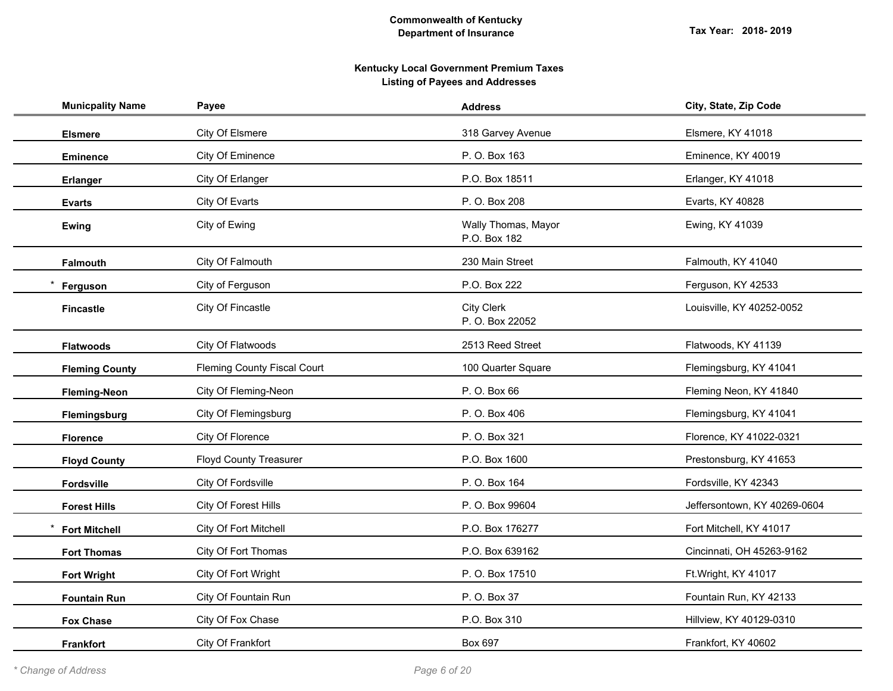**Commonwealth of Kentucky**
**Department of Insurance**

**Tax Year: 2018- 2019**

## Kentucky Local Government Premium Taxes
### Listing of Payees and Addresses

| Municpality Name | Payee | Address | City, State, Zip Code |
|---|---|---|---|
| **Elsmere** | City Of Elsmere | 318 Garvey Avenue | Elsmere, KY 41018 |
| **Eminence** | City Of Eminence | P. O. Box 163 | Eminence, KY 40019 |
| **Erlanger** | City Of Erlanger | P.O. Box 18511 | Erlanger, KY 41018 |
| **Evarts** | City Of Evarts | P. O. Box 208 | Evarts, KY 40828 |
| **Ewing** | City of Ewing | Wally Thomas, Mayor<br>P.O. Box 182 | Ewing, KY 41039 |
| **Falmouth** | City Of Falmouth | 230 Main Street | Falmouth, KY 41040 |
| * **Ferguson** | City of Ferguson | P.O. Box 222 | Ferguson, KY 42533 |
| **Fincastle** | City Of Fincastle | City Clerk<br>P. O. Box 22052 | Louisville, KY 40252-0052 |
| **Flatwoods** | City Of Flatwoods | 2513 Reed Street | Flatwoods, KY 41139 |
| **Fleming County** | Fleming County Fiscal Court | 100 Quarter Square | Flemingsburg, KY 41041 |
| **Fleming-Neon** | City Of Fleming-Neon | P. O. Box 66 | Fleming Neon, KY 41840 |
| **Flemingsburg** | City Of Flemingsburg | P. O. Box 406 | Flemingsburg, KY 41041 |
| **Florence** | City Of Florence | P. O. Box 321 | Florence, KY 41022-0321 |
| **Floyd County** | Floyd County Treasurer | P.O. Box 1600 | Prestonsburg, KY 41653 |
| **Fordsville** | City Of Fordsville | P. O. Box 164 | Fordsville, KY 42343 |
| **Forest Hills** | City Of Forest Hills | P. O. Box 99604 | Jeffersontown, KY 40269-0604 |
| * **Fort Mitchell** | City Of Fort Mitchell | P.O. Box 176277 | Fort Mitchell, KY 41017 |
| **Fort Thomas** | City Of Fort Thomas | P.O. Box 639162 | Cincinnati, OH 45263-9162 |
| **Fort Wright** | City Of Fort Wright | P. O. Box 17510 | Ft.Wright, KY 41017 |
| **Fountain Run** | City Of Fountain Run | P. O. Box 37 | Fountain Run, KY 42133 |
| **Fox Chase** | City Of Fox Chase | P.O. Box 310 | Hillview, KY 40129-0310 |
| **Frankfort** | City Of Frankfort | Box 697 | Frankfort, KY 40602 |

*\* Change of Address*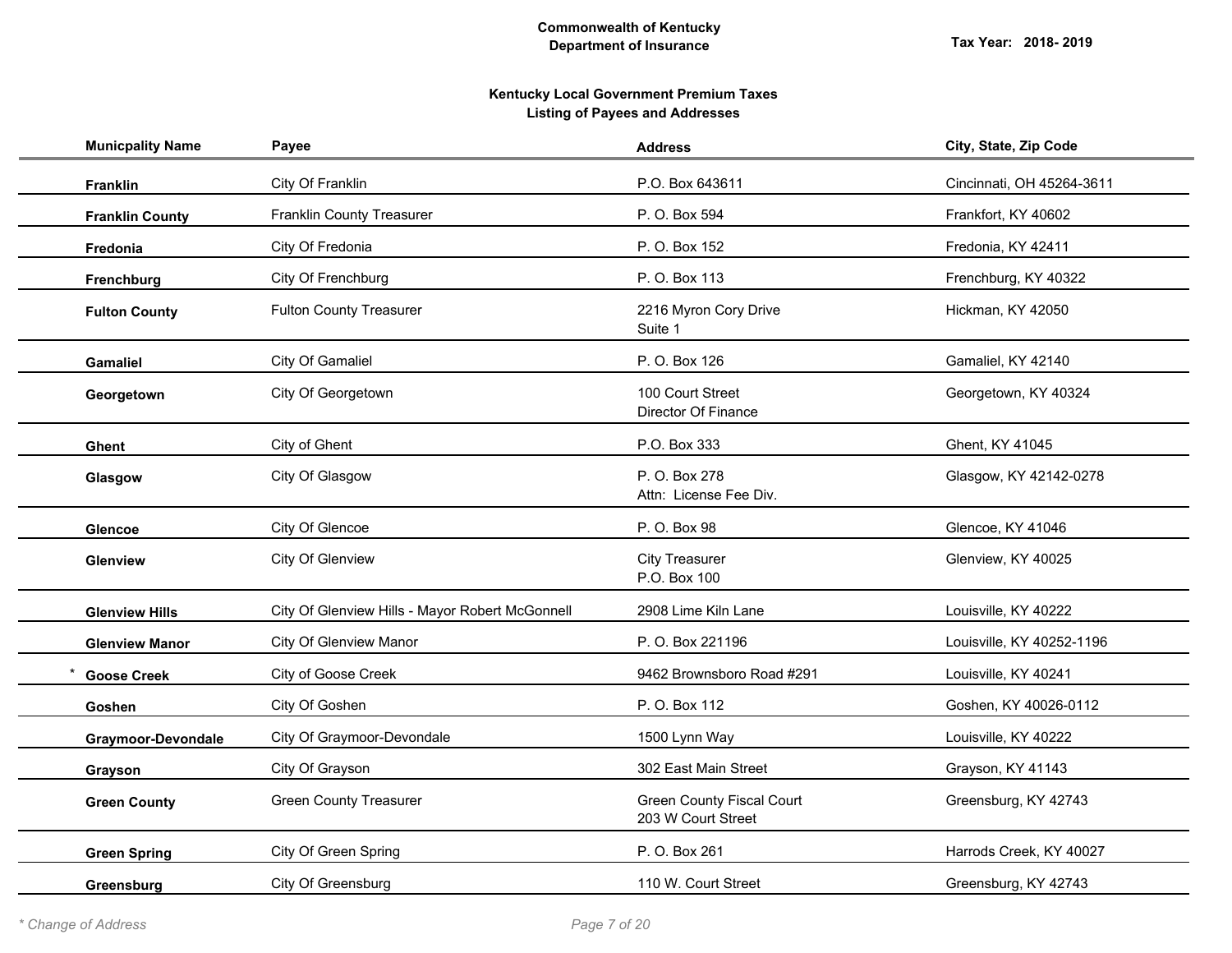**Commonwealth of Kentucky**
**Department of Insurance**

Tax Year: 2018- 2019

## Kentucky Local Government Premium Taxes
## Listing of Payees and Addresses

| Municpality Name | Payee | Address | City, State, Zip Code |
|---|---|---|---|
| **Franklin** | City Of Franklin | P.O. Box 643611 | Cincinnati, OH 45264-3611 |
| **Franklin County** | Franklin County Treasurer | P. O. Box 594 | Frankfort, KY 40602 |
| **Fredonia** | City Of Fredonia | P. O. Box 152 | Fredonia, KY 42411 |
| **Frenchburg** | City Of Frenchburg | P. O. Box 113 | Frenchburg, KY 40322 |
| **Fulton County** | Fulton County Treasurer | 2216 Myron Cory Drive Suite 1 | Hickman, KY 42050 |
| **Gamaliel** | City Of Gamaliel | P. O. Box 126 | Gamaliel, KY 42140 |
| **Georgetown** | City Of Georgetown | 100 Court Street Director Of Finance | Georgetown, KY 40324 |
| **Ghent** | City of Ghent | P.O. Box 333 | Ghent, KY 41045 |
| **Glasgow** | City Of Glasgow | P. O. Box 278 Attn: License Fee Div. | Glasgow, KY 42142-0278 |
| **Glencoe** | City Of Glencoe | P. O. Box 98 | Glencoe, KY 41046 |
| **Glenview** | City Of Glenview | City Treasurer P.O. Box 100 | Glenview, KY 40025 |
| **Glenview Hills** | City Of Glenview Hills - Mayor Robert McGonnell | 2908 Lime Kiln Lane | Louisville, KY 40222 |
| **Glenview Manor** | City Of Glenview Manor | P. O. Box 221196 | Louisville, KY 40252-1196 |
| * **Goose Creek** | City of Goose Creek | 9462 Brownsboro Road #291 | Louisville, KY 40241 |
| **Goshen** | City Of Goshen | P. O. Box 112 | Goshen, KY 40026-0112 |
| **Graymoor-Devondale** | City Of Graymoor-Devondale | 1500 Lynn Way | Louisville, KY 40222 |
| **Grayson** | City Of Grayson | 302 East Main Street | Grayson, KY 41143 |
| **Green County** | Green County Treasurer | Green County Fiscal Court 203 W Court Street | Greensburg, KY 42743 |
| **Green Spring** | City Of Green Spring | P. O. Box 261 | Harrods Creek, KY 40027 |
| **Greensburg** | City Of Greensburg | 110 W. Court Street | Greensburg, KY 42743 |

*\* Change of Address*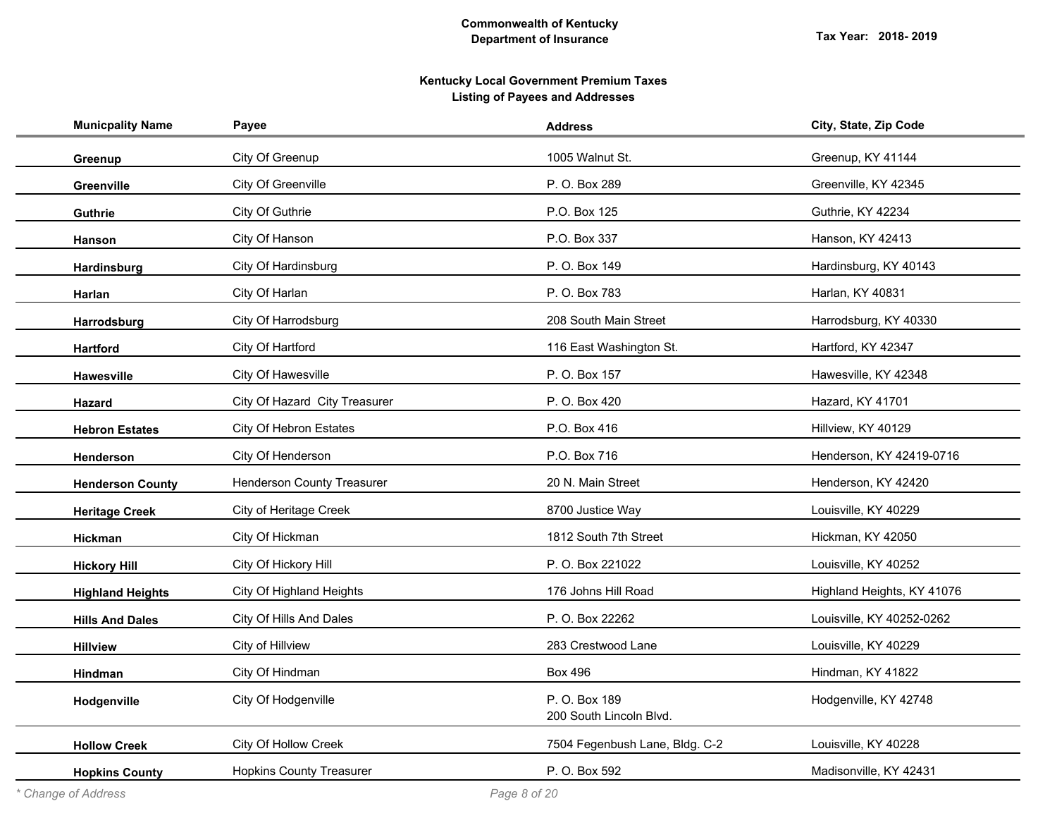**Commonwealth of Kentucky**
**Department of Insurance**

**Tax Year: 2018- 2019**

**Kentucky Local Government Premium Taxes**
**Listing of Payees and Addresses**

| Municpality Name | Payee | Address | City, State, Zip Code |
|---|---|---|---|
| **Greenup** | City Of Greenup | 1005 Walnut St. | Greenup, KY 41144 |
| **Greenville** | City Of Greenville | P. O. Box 289 | Greenville, KY 42345 |
| **Guthrie** | City Of Guthrie | P.O. Box 125 | Guthrie, KY 42234 |
| **Hanson** | City Of Hanson | P.O. Box 337 | Hanson, KY 42413 |
| **Hardinsburg** | City Of Hardinsburg | P. O. Box 149 | Hardinsburg, KY 40143 |
| **Harlan** | City Of Harlan | P. O. Box 783 | Harlan, KY 40831 |
| **Harrodsburg** | City Of Harrodsburg | 208 South Main Street | Harrodsburg, KY 40330 |
| **Hartford** | City Of Hartford | 116 East Washington St. | Hartford, KY 42347 |
| **Hawesville** | City Of Hawesville | P. O. Box 157 | Hawesville, KY 42348 |
| **Hazard** | City Of Hazard City Treasurer | P. O. Box 420 | Hazard, KY 41701 |
| **Hebron Estates** | City Of Hebron Estates | P.O. Box 416 | Hillview, KY 40129 |
| **Henderson** | City Of Henderson | P.O. Box 716 | Henderson, KY 42419-0716 |
| **Henderson County** | Henderson County Treasurer | 20 N. Main Street | Henderson, KY 42420 |
| **Heritage Creek** | City of Heritage Creek | 8700 Justice Way | Louisville, KY 40229 |
| **Hickman** | City Of Hickman | 1812 South 7th Street | Hickman, KY 42050 |
| **Hickory Hill** | City Of Hickory Hill | P. O. Box 221022 | Louisville, KY 40252 |
| **Highland Heights** | City Of Highland Heights | 176 Johns Hill Road | Highland Heights, KY 41076 |
| **Hills And Dales** | City Of Hills And Dales | P. O. Box 22262 | Louisville, KY 40252-0262 |
| **Hillview** | City of Hillview | 283 Crestwood Lane | Louisville, KY 40229 |
| **Hindman** | City Of Hindman | Box 496 | Hindman, KY 41822 |
| **Hodgenville** | City Of Hodgenville | P. O. Box 189<br>200 South Lincoln Blvd. | Hodgenville, KY 42748 |
| **Hollow Creek** | City Of Hollow Creek | 7504 Fegenbush Lane, Bldg. C-2 | Louisville, KY 40228 |
| **Hopkins County** | Hopkins County Treasurer | P. O. Box 592 | Madisonville, KY 42431 |

*\* Change of Address*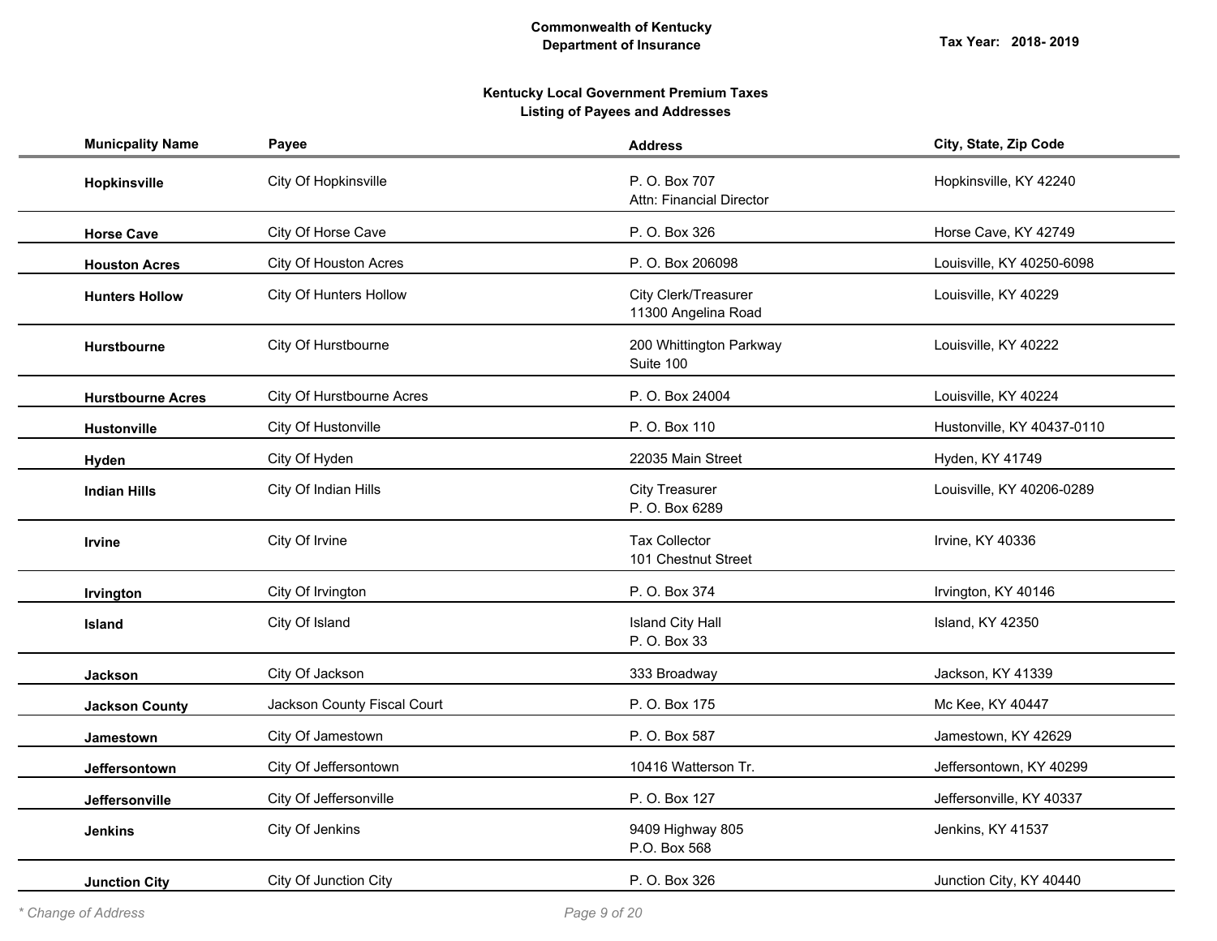**Commonwealth of Kentucky**
**Department of Insurance**

**Tax Year: 2018- 2019**

## Kentucky Local Government Premium Taxes
## Listing of Payees and Addresses

| Municpality Name | Payee | Address | City, State, Zip Code |
|---|---|---|---|
| **Hopkinsville** | City Of Hopkinsville | P. O. Box 707<br>Attn: Financial Director | Hopkinsville, KY 42240 |
| **Horse Cave** | City Of Horse Cave | P. O. Box 326 | Horse Cave, KY 42749 |
| **Houston Acres** | City Of Houston Acres | P. O. Box 206098 | Louisville, KY 40250-6098 |
| **Hunters Hollow** | City Of Hunters Hollow | City Clerk/Treasurer<br>11300 Angelina Road | Louisville, KY 40229 |
| **Hurstbourne** | City Of Hurstbourne | 200 Whittington Parkway<br>Suite 100 | Louisville, KY 40222 |
| **Hurstbourne Acres** | City Of Hurstbourne Acres | P. O. Box 24004 | Louisville, KY 40224 |
| **Hustonville** | City Of Hustonville | P. O. Box 110 | Hustonville, KY 40437-0110 |
| **Hyden** | City Of Hyden | 22035 Main Street | Hyden, KY 41749 |
| **Indian Hills** | City Of Indian Hills | City Treasurer<br>P. O. Box 6289 | Louisville, KY 40206-0289 |
| **Irvine** | City Of Irvine | Tax Collector<br>101 Chestnut Street | Irvine, KY 40336 |
| **Irvington** | City Of Irvington | P. O. Box 374 | Irvington, KY 40146 |
| **Island** | City Of Island | Island City Hall<br>P. O. Box 33 | Island, KY 42350 |
| **Jackson** | City Of Jackson | 333 Broadway | Jackson, KY 41339 |
| **Jackson County** | Jackson County Fiscal Court | P. O. Box 175 | Mc Kee, KY 40447 |
| **Jamestown** | City Of Jamestown | P. O. Box 587 | Jamestown, KY 42629 |
| **Jeffersontown** | City Of Jeffersontown | 10416 Watterson Tr. | Jeffersontown, KY 40299 |
| **Jeffersonville** | City Of Jeffersonville | P. O. Box 127 | Jeffersonville, KY 40337 |
| **Jenkins** | City Of Jenkins | 9409 Highway 805<br>P.O. Box 568 | Jenkins, KY 41537 |
| **Junction City** | City Of Junction City | P. O. Box 326 | Junction City, KY 40440 |

*\* Change of Address*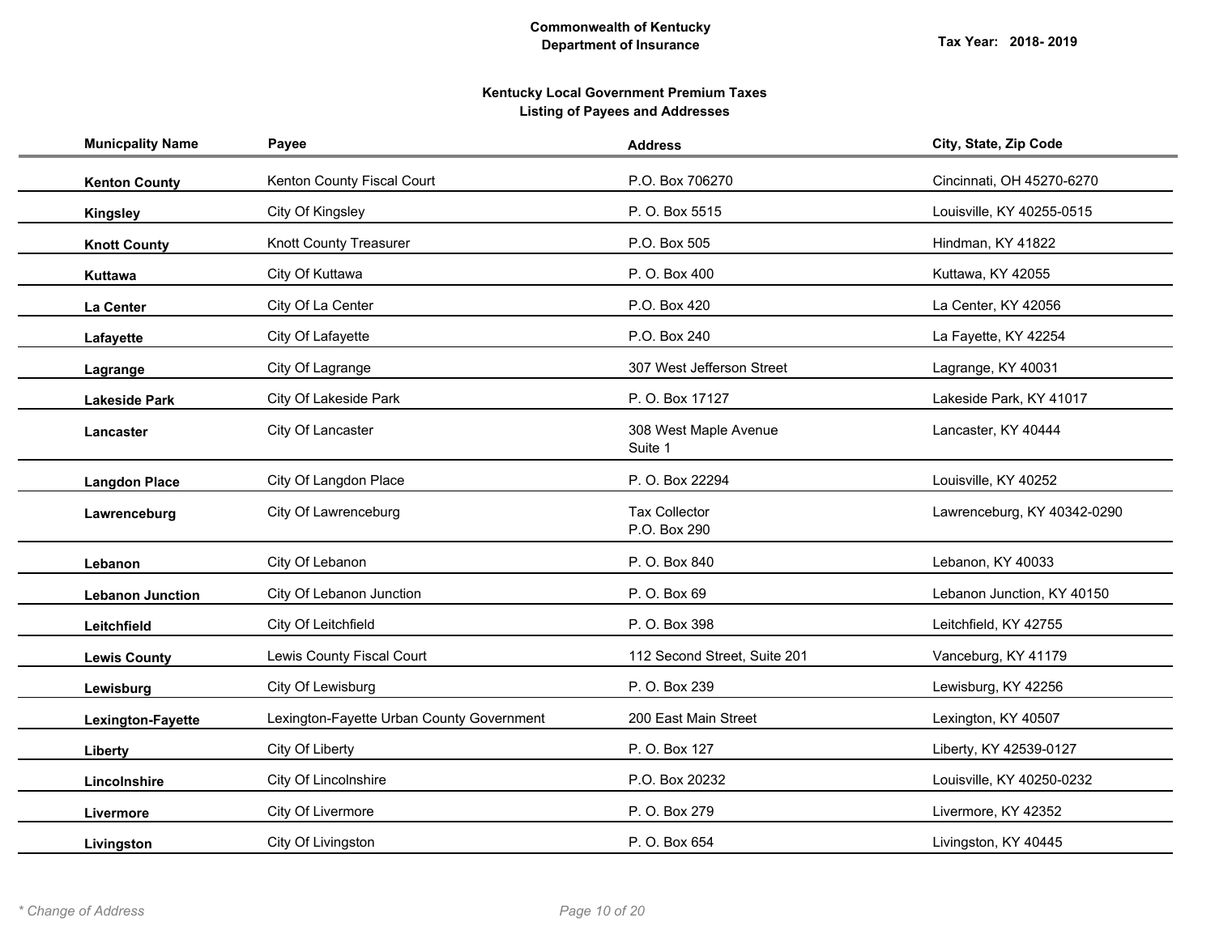**Commonwealth of Kentucky**
**Department of Insurance**

**Tax Year: 2018- 2019**

## Kentucky Local Government Premium Taxes
## Listing of Payees and Addresses

| Municpality Name | Payee | Address | City, State, Zip Code |
|---|---|---|---|
| **Kenton County** | Kenton County Fiscal Court | P.O. Box 706270 | Cincinnati, OH 45270-6270 |
| **Kingsley** | City Of Kingsley | P. O. Box 5515 | Louisville, KY 40255-0515 |
| **Knott County** | Knott County Treasurer | P.O. Box 505 | Hindman, KY 41822 |
| **Kuttawa** | City Of Kuttawa | P. O. Box 400 | Kuttawa, KY 42055 |
| **La Center** | City Of La Center | P.O. Box 420 | La Center, KY 42056 |
| **Lafayette** | City Of Lafayette | P.O. Box 240 | La Fayette, KY 42254 |
| **Lagrange** | City Of Lagrange | 307 West Jefferson Street | Lagrange, KY 40031 |
| **Lakeside Park** | City Of Lakeside Park | P. O. Box 17127 | Lakeside Park, KY 41017 |
| **Lancaster** | City Of Lancaster | 308 West Maple Avenue Suite 1 | Lancaster, KY 40444 |
| **Langdon Place** | City Of Langdon Place | P. O. Box 22294 | Louisville, KY 40252 |
| **Lawrenceburg** | City Of Lawrenceburg | Tax Collector P.O. Box 290 | Lawrenceburg, KY 40342-0290 |
| **Lebanon** | City Of Lebanon | P. O. Box 840 | Lebanon, KY 40033 |
| **Lebanon Junction** | City Of Lebanon Junction | P. O. Box 69 | Lebanon Junction, KY 40150 |
| **Leitchfield** | City Of Leitchfield | P. O. Box 398 | Leitchfield, KY 42755 |
| **Lewis County** | Lewis County Fiscal Court | 112 Second Street, Suite 201 | Vanceburg, KY 41179 |
| **Lewisburg** | City Of Lewisburg | P. O. Box 239 | Lewisburg, KY 42256 |
| **Lexington-Fayette** | Lexington-Fayette Urban County Government | 200 East Main Street | Lexington, KY 40507 |
| **Liberty** | City Of Liberty | P. O. Box 127 | Liberty, KY 42539-0127 |
| **Lincolnshire** | City Of Lincolnshire | P.O. Box 20232 | Louisville, KY 40250-0232 |
| **Livermore** | City Of Livermore | P. O. Box 279 | Livermore, KY 42352 |
| **Livingston** | City Of Livingston | P. O. Box 654 | Livingston, KY 40445 |

*\* Change of Address*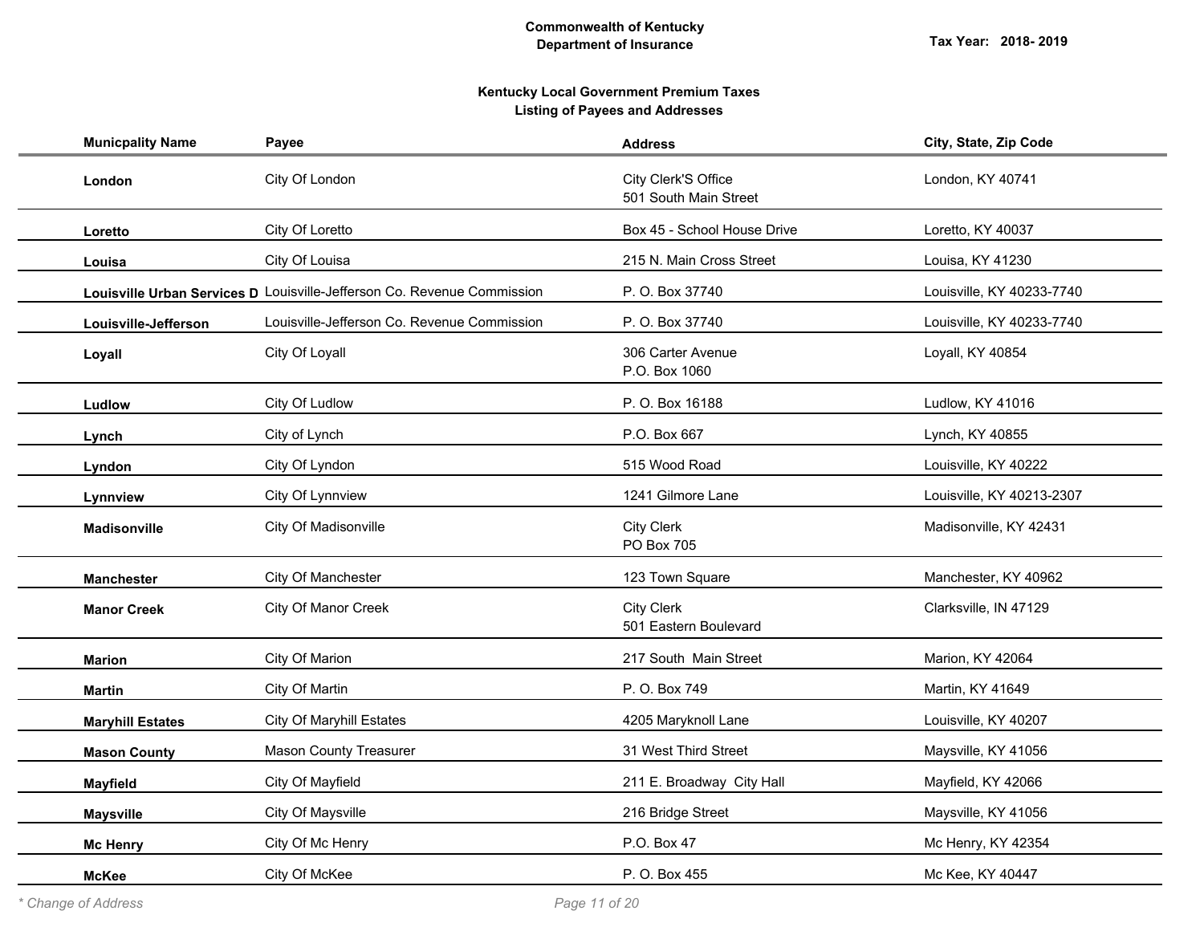**Commonwealth of Kentucky**
**Department of Insurance**

Tax Year: 2018- 2019

## Kentucky Local Government Premium Taxes
### Listing of Payees and Addresses

| Municpality Name | Payee | Address | City, State, Zip Code |
|---|---|---|---|
| **London** | City Of London | City Clerk'S Office<br>501 South Main Street | London, KY 40741 |
| **Loretto** | City Of Loretto | Box 45 - School House Drive | Loretto, KY 40037 |
| **Louisa** | City Of Louisa | 215 N. Main Cross Street | Louisa, KY 41230 |
| **Louisville Urban Services D** | Louisville-Jefferson Co. Revenue Commission | P. O. Box 37740 | Louisville, KY 40233-7740 |
| **Louisville-Jefferson** | Louisville-Jefferson Co. Revenue Commission | P. O. Box 37740 | Louisville, KY 40233-7740 |
| **Loyall** | City Of Loyall | 306 Carter Avenue<br>P.O. Box 1060 | Loyall, KY 40854 |
| **Ludlow** | City Of Ludlow | P. O. Box 16188 | Ludlow, KY 41016 |
| **Lynch** | City of Lynch | P.O. Box 667 | Lynch, KY 40855 |
| **Lyndon** | City Of Lyndon | 515 Wood Road | Louisville, KY 40222 |
| **Lynnview** | City Of Lynnview | 1241 Gilmore Lane | Louisville, KY 40213-2307 |
| **Madisonville** | City Of Madisonville | City Clerk<br>PO Box 705 | Madisonville, KY 42431 |
| **Manchester** | City Of Manchester | 123 Town Square | Manchester, KY 40962 |
| **Manor Creek** | City Of Manor Creek | City Clerk<br>501 Eastern Boulevard | Clarksville, IN 47129 |
| **Marion** | City Of Marion | 217 South Main Street | Marion, KY 42064 |
| **Martin** | City Of Martin | P. O. Box 749 | Martin, KY 41649 |
| **Maryhill Estates** | City Of Maryhill Estates | 4205 Maryknoll Lane | Louisville, KY 40207 |
| **Mason County** | Mason County Treasurer | 31 West Third Street | Maysville, KY 41056 |
| **Mayfield** | City Of Mayfield | 211 E. Broadway City Hall | Mayfield, KY 42066 |
| **Maysville** | City Of Maysville | 216 Bridge Street | Maysville, KY 41056 |
| **Mc Henry** | City Of Mc Henry | P.O. Box 47 | Mc Henry, KY 42354 |
| **McKee** | City Of McKee | P. O. Box 455 | Mc Kee, KY 40447 |

*\* Change of Address*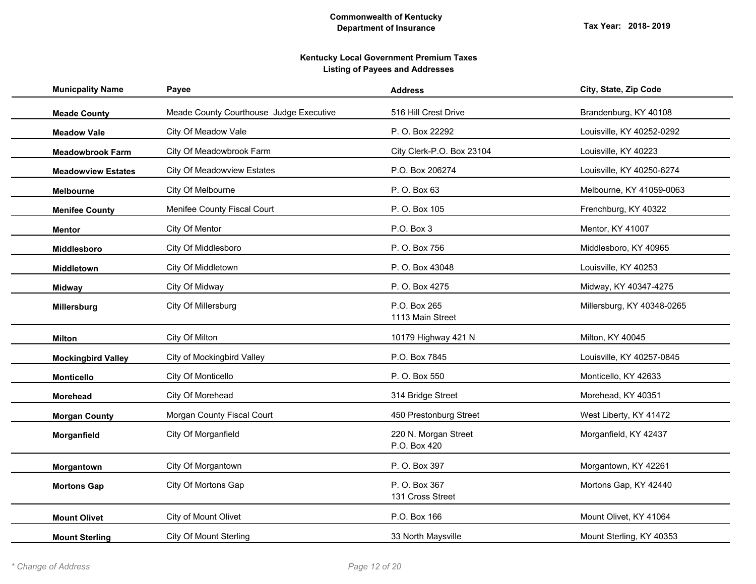**Commonwealth of Kentucky**
**Department of Insurance**

**Tax Year: 2018- 2019**

**Kentucky Local Government Premium Taxes**
**Listing of Payees and Addresses**

| Municpality Name | Payee | Address | City, State, Zip Code |
|---|---|---|---|
| **Meade County** | Meade County Courthouse Judge Executive | 516 Hill Crest Drive | Brandenburg, KY 40108 |
| **Meadow Vale** | City Of Meadow Vale | P. O. Box 22292 | Louisville, KY 40252-0292 |
| **Meadowbrook Farm** | City Of Meadowbrook Farm | City Clerk-P.O. Box 23104 | Louisville, KY 40223 |
| **Meadowview Estates** | City Of Meadowview Estates | P.O. Box 206274 | Louisville, KY 40250-6274 |
| **Melbourne** | City Of Melbourne | P. O. Box 63 | Melbourne, KY 41059-0063 |
| **Menifee County** | Menifee County Fiscal Court | P. O. Box 105 | Frenchburg, KY 40322 |
| **Mentor** | City Of Mentor | P.O. Box 3 | Mentor, KY 41007 |
| **Middlesboro** | City Of Middlesboro | P. O. Box 756 | Middlesboro, KY 40965 |
| **Middletown** | City Of Middletown | P. O. Box 43048 | Louisville, KY 40253 |
| **Midway** | City Of Midway | P. O. Box 4275 | Midway, KY 40347-4275 |
| **Millersburg** | City Of Millersburg | P.O. Box 265<br>1113 Main Street | Millersburg, KY 40348-0265 |
| **Milton** | City Of Milton | 10179 Highway 421 N | Milton, KY 40045 |
| **Mockingbird Valley** | City of Mockingbird Valley | P.O. Box 7845 | Louisville, KY 40257-0845 |
| **Monticello** | City Of Monticello | P. O. Box 550 | Monticello, KY 42633 |
| **Morehead** | City Of Morehead | 314 Bridge Street | Morehead, KY 40351 |
| **Morgan County** | Morgan County Fiscal Court | 450 Prestonburg Street | West Liberty, KY 41472 |
| **Morganfield** | City Of Morganfield | 220 N. Morgan Street<br>P.O. Box 420 | Morganfield, KY 42437 |
| **Morgantown** | City Of Morgantown | P. O. Box 397 | Morgantown, KY 42261 |
| **Mortons Gap** | City Of Mortons Gap | P. O. Box 367<br>131 Cross Street | Mortons Gap, KY 42440 |
| **Mount Olivet** | City of Mount Olivet | P.O. Box 166 | Mount Olivet, KY 41064 |
| **Mount Sterling** | City Of Mount Sterling | 33 North Maysville | Mount Sterling, KY 40353 |

*\* Change of Address*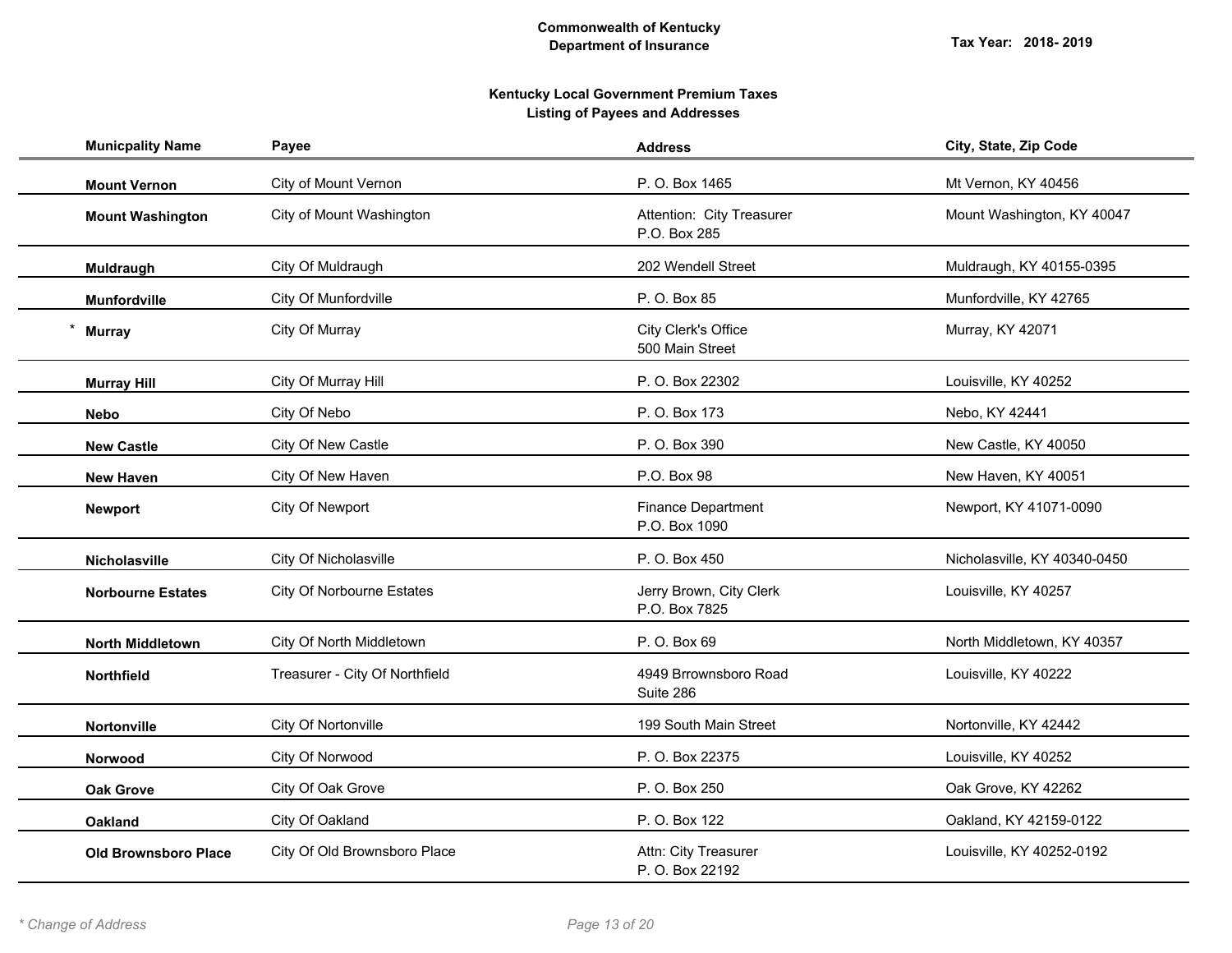**Commonwealth of Kentucky**
**Department of Insurance**

**Tax Year: 2018- 2019**

**Kentucky Local Government Premium Taxes**
**Listing of Payees and Addresses**

| Municpality Name | Payee | Address | City, State, Zip Code |
|---|---|---|---|
| **Mount Vernon** | City of Mount Vernon | P. O. Box 1465 | Mt Vernon, KY 40456 |
| **Mount Washington** | City of Mount Washington | Attention: City Treasurer<br>P.O. Box 285 | Mount Washington, KY 40047 |
| **Muldraugh** | City Of Muldraugh | 202 Wendell Street | Muldraugh, KY 40155-0395 |
| **Munfordville** | City Of Munfordville | P. O. Box 85 | Munfordville, KY 42765 |
| * **Murray** | City Of Murray | City Clerk's Office<br>500 Main Street | Murray, KY 42071 |
| **Murray Hill** | City Of Murray Hill | P. O. Box 22302 | Louisville, KY 40252 |
| **Nebo** | City Of Nebo | P. O. Box 173 | Nebo, KY 42441 |
| **New Castle** | City Of New Castle | P. O. Box 390 | New Castle, KY 40050 |
| **New Haven** | City Of New Haven | P.O. Box 98 | New Haven, KY 40051 |
| **Newport** | City Of Newport | Finance Department<br>P.O. Box 1090 | Newport, KY 41071-0090 |
| **Nicholasville** | City Of Nicholasville | P. O. Box 450 | Nicholasville, KY 40340-0450 |
| **Norbourne Estates** | City Of Norbourne Estates | Jerry Brown, City Clerk<br>P.O. Box 7825 | Louisville, KY 40257 |
| **North Middletown** | City Of North Middletown | P. O. Box 69 | North Middletown, KY 40357 |
| **Northfield** | Treasurer - City Of Northfield | 4949 Brrownsboro Road<br>Suite 286 | Louisville, KY 40222 |
| **Nortonville** | City Of Nortonville | 199 South Main Street | Nortonville, KY 42442 |
| **Norwood** | City Of Norwood | P. O. Box 22375 | Louisville, KY 40252 |
| **Oak Grove** | City Of Oak Grove | P. O. Box 250 | Oak Grove, KY 42262 |
| **Oakland** | City Of Oakland | P. O. Box 122 | Oakland, KY 42159-0122 |
| **Old Brownsboro Place** | City Of Old Brownsboro Place | Attn: City Treasurer<br>P. O. Box 22192 | Louisville, KY 40252-0192 |

*\* Change of Address*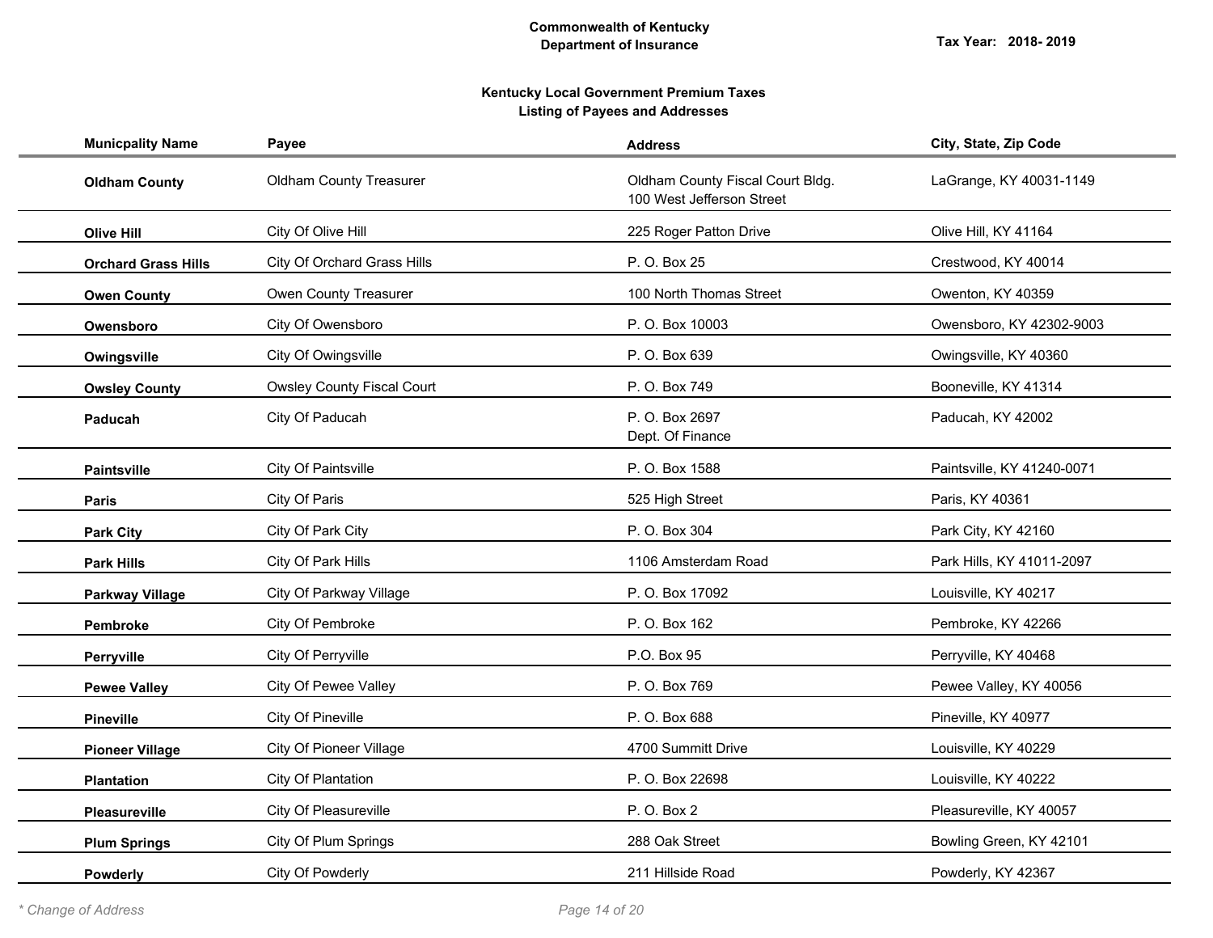**Commonwealth of Kentucky**
**Department of Insurance**

**Tax Year: 2018- 2019**

**Kentucky Local Government Premium Taxes**
**Listing of Payees and Addresses**

| Municpality Name | Payee | Address | City, State, Zip Code |
|---|---|---|---|
| **Oldham County** | Oldham County Treasurer | Oldham County Fiscal Court Bldg.<br>100 West Jefferson Street | LaGrange, KY 40031-1149 |
| **Olive Hill** | City Of Olive Hill | 225 Roger Patton Drive | Olive Hill, KY 41164 |
| **Orchard Grass Hills** | City Of Orchard Grass Hills | P. O. Box 25 | Crestwood, KY 40014 |
| **Owen County** | Owen County Treasurer | 100 North Thomas Street | Owenton, KY 40359 |
| **Owensboro** | City Of Owensboro | P. O. Box 10003 | Owensboro, KY 42302-9003 |
| **Owingsville** | City Of Owingsville | P. O. Box 639 | Owingsville, KY 40360 |
| **Owsley County** | Owsley County Fiscal Court | P. O. Box 749 | Booneville, KY 41314 |
| **Paducah** | City Of Paducah | P. O. Box 2697<br>Dept. Of Finance | Paducah, KY 42002 |
| **Paintsville** | City Of Paintsville | P. O. Box 1588 | Paintsville, KY 41240-0071 |
| **Paris** | City Of Paris | 525 High Street | Paris, KY 40361 |
| **Park City** | City Of Park City | P. O. Box 304 | Park City, KY 42160 |
| **Park Hills** | City Of Park Hills | 1106 Amsterdam Road | Park Hills, KY 41011-2097 |
| **Parkway Village** | City Of Parkway Village | P. O. Box 17092 | Louisville, KY 40217 |
| **Pembroke** | City Of Pembroke | P. O. Box 162 | Pembroke, KY 42266 |
| **Perryville** | City Of Perryville | P.O. Box 95 | Perryville, KY 40468 |
| **Pewee Valley** | City Of Pewee Valley | P. O. Box 769 | Pewee Valley, KY 40056 |
| **Pineville** | City Of Pineville | P. O. Box 688 | Pineville, KY 40977 |
| **Pioneer Village** | City Of Pioneer Village | 4700 Summitt Drive | Louisville, KY 40229 |
| **Plantation** | City Of Plantation | P. O. Box 22698 | Louisville, KY 40222 |
| **Pleasureville** | City Of Pleasureville | P. O. Box 2 | Pleasureville, KY 40057 |
| **Plum Springs** | City Of Plum Springs | 288 Oak Street | Bowling Green, KY 42101 |
| **Powderly** | City Of Powderly | 211 Hillside Road | Powderly, KY 42367 |

*\* Change of Address*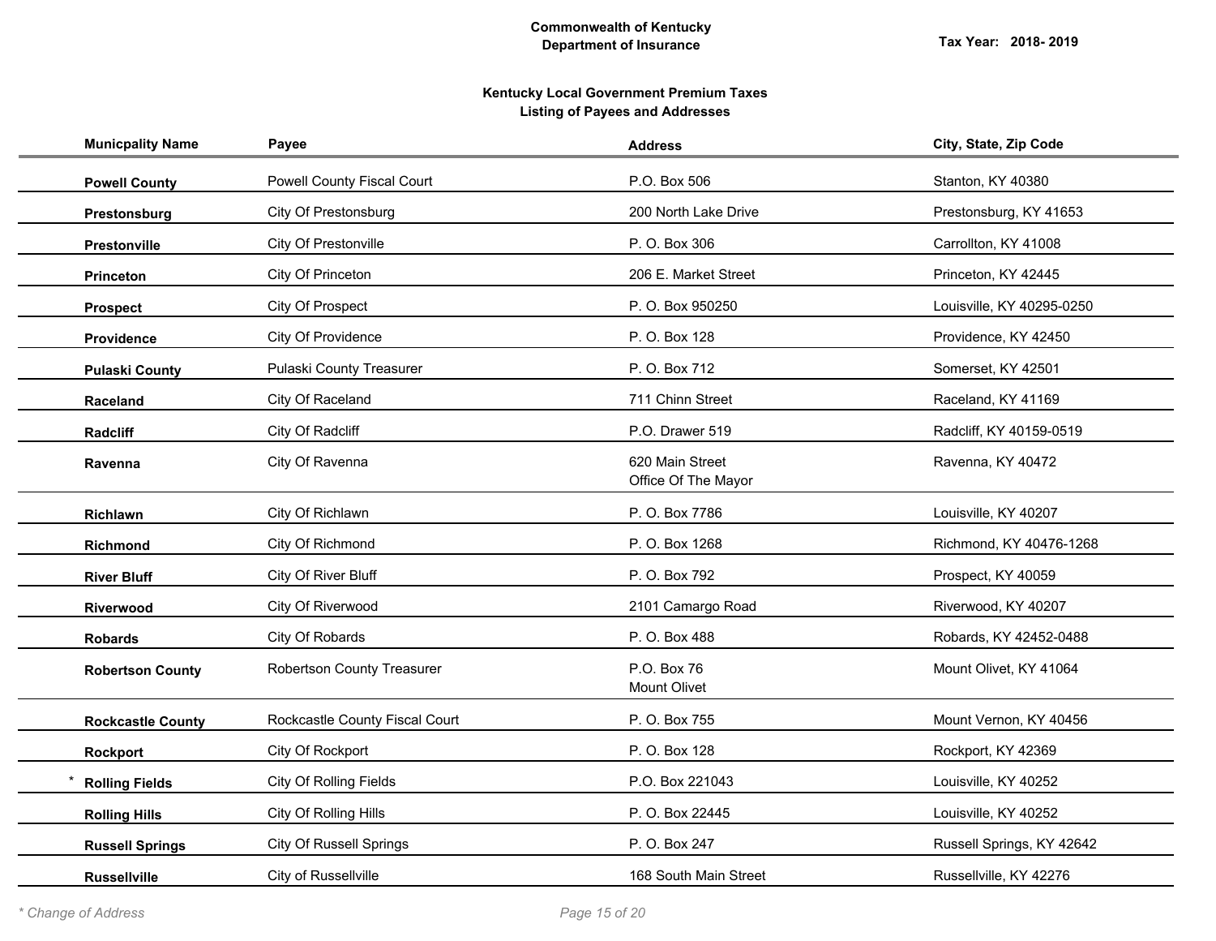**Commonwealth of Kentucky**
**Department of Insurance**

**Tax Year: 2018- 2019**

**Kentucky Local Government Premium Taxes**
**Listing of Payees and Addresses**

| Municpality Name | Payee | Address | City, State, Zip Code |
|---|---|---|---|
| **Powell County** | Powell County Fiscal Court | P.O. Box 506 | Stanton, KY 40380 |
| **Prestonsburg** | City Of Prestonsburg | 200 North Lake Drive | Prestonsburg, KY 41653 |
| **Prestonville** | City Of Prestonville | P. O. Box 306 | Carrollton, KY 41008 |
| **Princeton** | City Of Princeton | 206 E. Market Street | Princeton, KY 42445 |
| **Prospect** | City Of Prospect | P. O. Box 950250 | Louisville, KY 40295-0250 |
| **Providence** | City Of Providence | P. O. Box 128 | Providence, KY 42450 |
| **Pulaski County** | Pulaski County Treasurer | P. O. Box 712 | Somerset, KY 42501 |
| **Raceland** | City Of Raceland | 711 Chinn Street | Raceland, KY 41169 |
| **Radcliff** | City Of Radcliff | P.O. Drawer 519 | Radcliff, KY 40159-0519 |
| **Ravenna** | City Of Ravenna | 620 Main Street<br>Office Of The Mayor | Ravenna, KY 40472 |
| **Richlawn** | City Of Richlawn | P. O. Box 7786 | Louisville, KY 40207 |
| **Richmond** | City Of Richmond | P. O. Box 1268 | Richmond, KY 40476-1268 |
| **River Bluff** | City Of River Bluff | P. O. Box 792 | Prospect, KY 40059 |
| **Riverwood** | City Of Riverwood | 2101 Camargo Road | Riverwood, KY 40207 |
| **Robards** | City Of Robards | P. O. Box 488 | Robards, KY 42452-0488 |
| **Robertson County** | Robertson County Treasurer | P.O. Box 76<br>Mount Olivet | Mount Olivet, KY 41064 |
| **Rockcastle County** | Rockcastle County Fiscal Court | P. O. Box 755 | Mount Vernon, KY 40456 |
| **Rockport** | City Of Rockport | P. O. Box 128 | Rockport, KY 42369 |
| * **Rolling Fields** | City Of Rolling Fields | P.O. Box 221043 | Louisville, KY 40252 |
| **Rolling Hills** | City Of Rolling Hills | P. O. Box 22445 | Louisville, KY 40252 |
| **Russell Springs** | City Of Russell Springs | P. O. Box 247 | Russell Springs, KY 42642 |
| **Russellville** | City of Russellville | 168 South Main Street | Russellville, KY 42276 |

*\* Change of Address*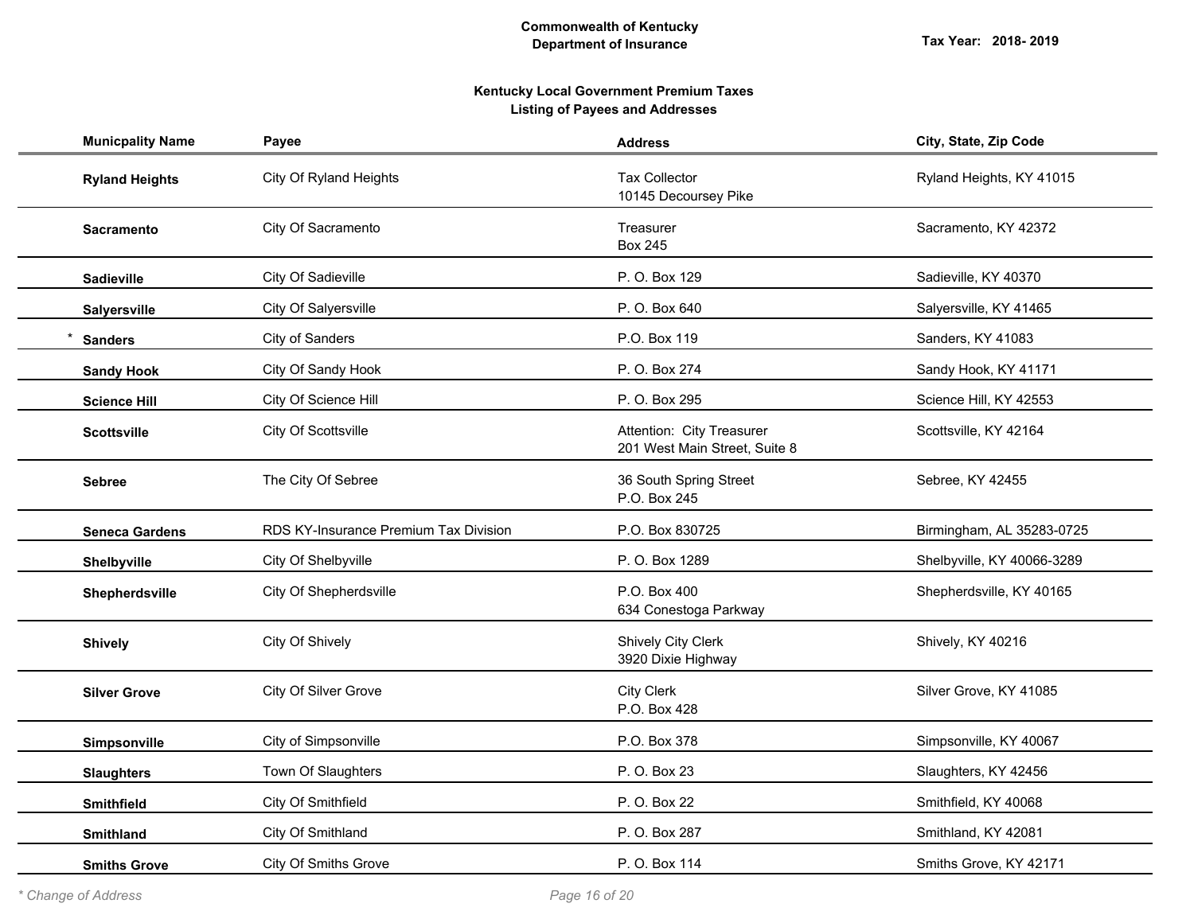**Commonwealth of Kentucky**
**Department of Insurance**

**Tax Year: 2018- 2019**

**Kentucky Local Government Premium Taxes**
**Listing of Payees and Addresses**

| Municpality Name | Payee | Address | City, State, Zip Code |
|---|---|---|---|
| **Ryland Heights** | City Of Ryland Heights | Tax Collector<br>10145 Decoursey Pike | Ryland Heights, KY 41015 |
| **Sacramento** | City Of Sacramento | Treasurer<br>Box 245 | Sacramento, KY 42372 |
| **Sadieville** | City Of Sadieville | P. O. Box 129 | Sadieville, KY 40370 |
| **Salyersville** | City Of Salyersville | P. O. Box 640 | Salyersville, KY 41465 |
| * **Sanders** | City of Sanders | P.O. Box 119 | Sanders, KY 41083 |
| **Sandy Hook** | City Of Sandy Hook | P. O. Box 274 | Sandy Hook, KY 41171 |
| **Science Hill** | City Of Science Hill | P. O. Box 295 | Science Hill, KY 42553 |
| **Scottsville** | City Of Scottsville | Attention: City Treasurer<br>201 West Main Street, Suite 8 | Scottsville, KY 42164 |
| **Sebree** | The City Of Sebree | 36 South Spring Street<br>P.O. Box 245 | Sebree, KY 42455 |
| **Seneca Gardens** | RDS KY-Insurance Premium Tax Division | P.O. Box 830725 | Birmingham, AL 35283-0725 |
| **Shelbyville** | City Of Shelbyville | P. O. Box 1289 | Shelbyville, KY 40066-3289 |
| **Shepherdsville** | City Of Shepherdsville | P.O. Box 400<br>634 Conestoga Parkway | Shepherdsville, KY 40165 |
| **Shively** | City Of Shively | Shively City Clerk<br>3920 Dixie Highway | Shively, KY 40216 |
| **Silver Grove** | City Of Silver Grove | City Clerk<br>P.O. Box 428 | Silver Grove, KY 41085 |
| **Simpsonville** | City of Simpsonville | P.O. Box 378 | Simpsonville, KY 40067 |
| **Slaughters** | Town Of Slaughters | P. O. Box 23 | Slaughters, KY 42456 |
| **Smithfield** | City Of Smithfield | P. O. Box 22 | Smithfield, KY 40068 |
| **Smithland** | City Of Smithland | P. O. Box 287 | Smithland, KY 42081 |
| **Smiths Grove** | City Of Smiths Grove | P. O. Box 114 | Smiths Grove, KY 42171 |

*\* Change of Address*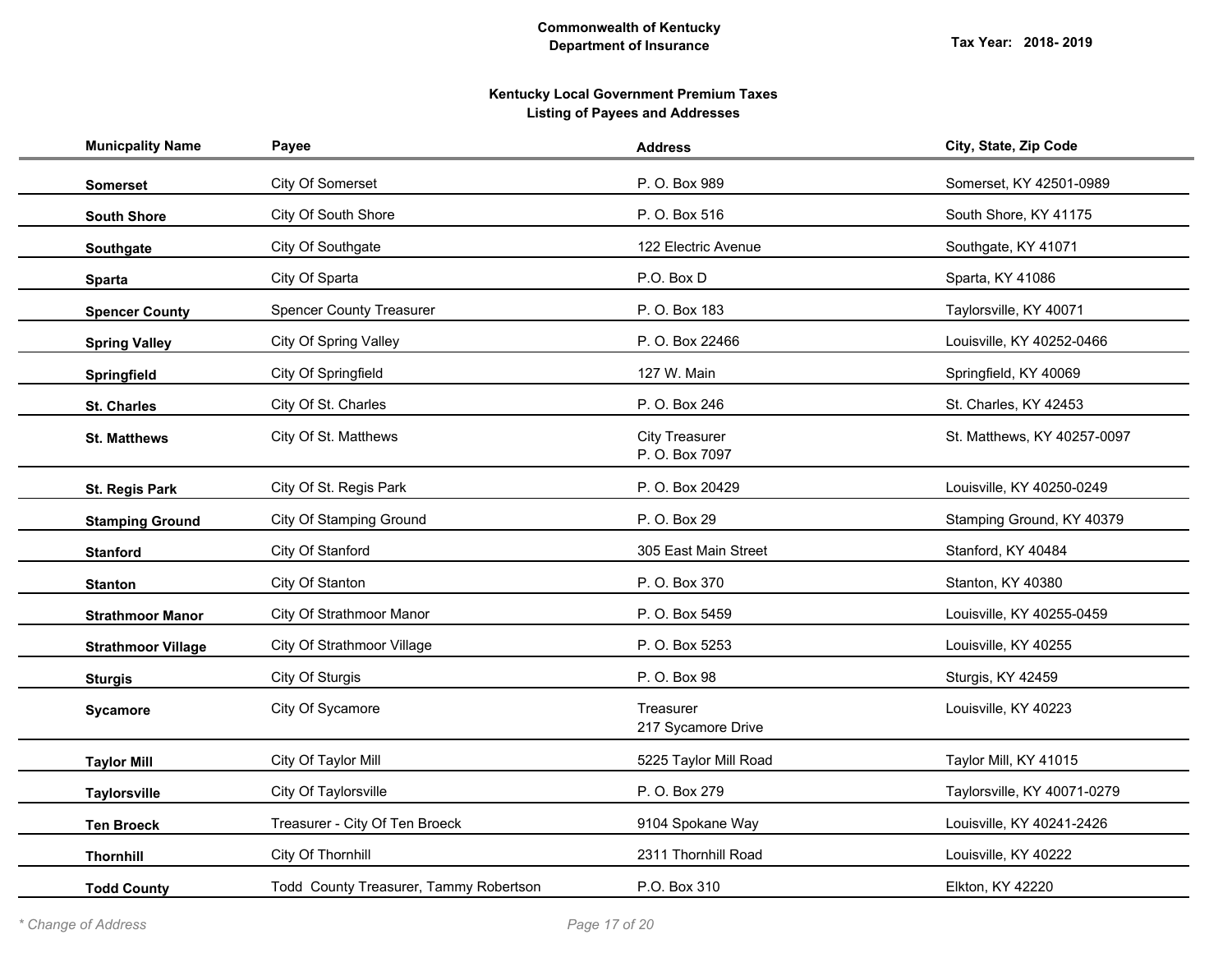**Commonwealth of Kentucky**
**Department of Insurance**

**Tax Year: 2018- 2019**

**Kentucky Local Government Premium Taxes**
**Listing of Payees and Addresses**

| Municpality Name | Payee | Address | City, State, Zip Code |
|---|---|---|---|
| **Somerset** | City Of Somerset | P. O. Box 989 | Somerset, KY 42501-0989 |
| **South Shore** | City Of South Shore | P. O. Box 516 | South Shore, KY 41175 |
| **Southgate** | City Of Southgate | 122 Electric Avenue | Southgate, KY 41071 |
| **Sparta** | City Of Sparta | P.O. Box D | Sparta, KY 41086 |
| **Spencer County** | Spencer County Treasurer | P. O. Box 183 | Taylorsville, KY 40071 |
| **Spring Valley** | City Of Spring Valley | P. O. Box 22466 | Louisville, KY 40252-0466 |
| **Springfield** | City Of Springfield | 127 W. Main | Springfield, KY 40069 |
| **St. Charles** | City Of St. Charles | P. O. Box 246 | St. Charles, KY 42453 |
| **St. Matthews** | City Of St. Matthews | City Treasurer<br>P. O. Box 7097 | St. Matthews, KY 40257-0097 |
| **St. Regis Park** | City Of St. Regis Park | P. O. Box 20429 | Louisville, KY 40250-0249 |
| **Stamping Ground** | City Of Stamping Ground | P. O. Box 29 | Stamping Ground, KY 40379 |
| **Stanford** | City Of Stanford | 305 East Main Street | Stanford, KY 40484 |
| **Stanton** | City Of Stanton | P. O. Box 370 | Stanton, KY 40380 |
| **Strathmoor Manor** | City Of Strathmoor Manor | P. O. Box 5459 | Louisville, KY 40255-0459 |
| **Strathmoor Village** | City Of Strathmoor Village | P. O. Box 5253 | Louisville, KY 40255 |
| **Sturgis** | City Of Sturgis | P. O. Box 98 | Sturgis, KY 42459 |
| **Sycamore** | City Of Sycamore | Treasurer<br>217 Sycamore Drive | Louisville, KY 40223 |
| **Taylor Mill** | City Of Taylor Mill | 5225 Taylor Mill Road | Taylor Mill, KY 41015 |
| **Taylorsville** | City Of Taylorsville | P. O. Box 279 | Taylorsville, KY 40071-0279 |
| **Ten Broeck** | Treasurer - City Of Ten Broeck | 9104 Spokane Way | Louisville, KY 40241-2426 |
| **Thornhill** | City Of Thornhill | 2311 Thornhill Road | Louisville, KY 40222 |
| **Todd County** | Todd County Treasurer, Tammy Robertson | P.O. Box 310 | Elkton, KY 42220 |

*\* Change of Address*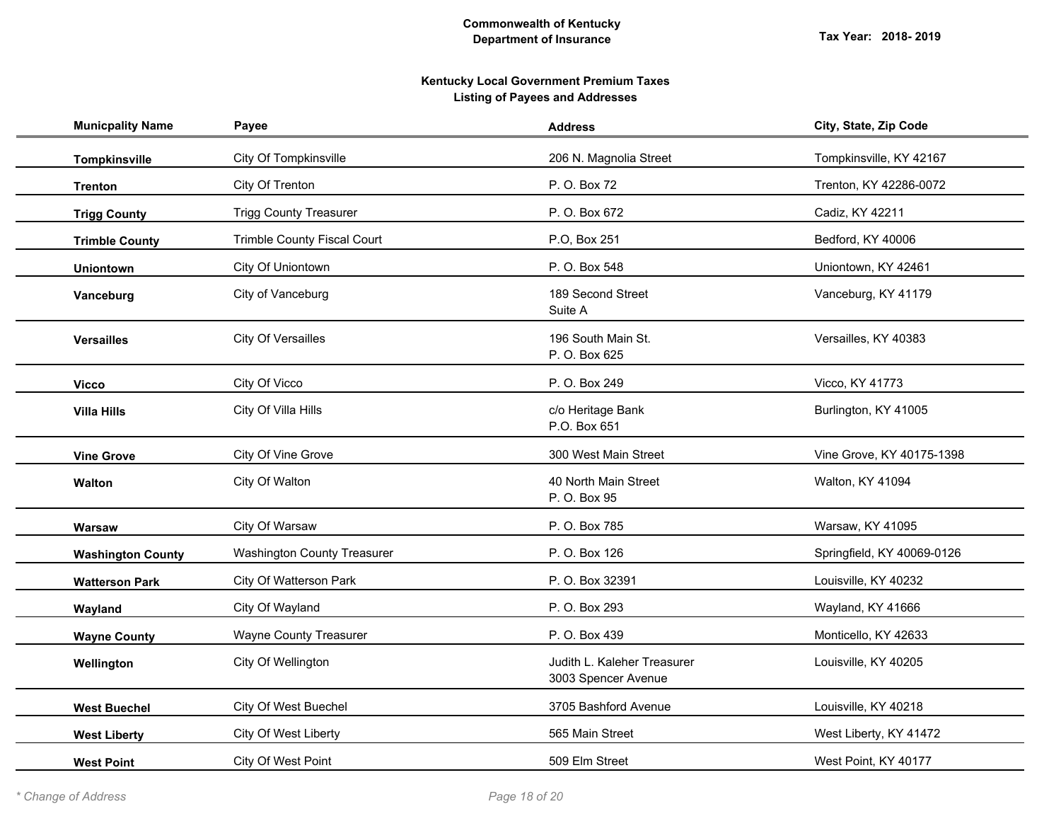**Commonwealth of Kentucky**
**Department of Insurance**

**Tax Year: 2018- 2019**

**Kentucky Local Government Premium Taxes**
**Listing of Payees and Addresses**

| Municpality Name | Payee | Address | City, State, Zip Code |
|---|---|---|---|
| **Tompkinsville** | City Of Tompkinsville | 206 N. Magnolia Street | Tompkinsville, KY 42167 |
| **Trenton** | City Of Trenton | P. O. Box 72 | Trenton, KY 42286-0072 |
| **Trigg County** | Trigg County Treasurer | P. O. Box 672 | Cadiz, KY 42211 |
| **Trimble County** | Trimble County Fiscal Court | P.O, Box 251 | Bedford, KY 40006 |
| **Uniontown** | City Of Uniontown | P. O. Box 548 | Uniontown, KY 42461 |
| **Vanceburg** | City of Vanceburg | 189 Second Street<br>Suite A | Vanceburg, KY 41179 |
| **Versailles** | City Of Versailles | 196 South Main St.<br>P. O. Box 625 | Versailles, KY 40383 |
| **Vicco** | City Of Vicco | P. O. Box 249 | Vicco, KY 41773 |
| **Villa Hills** | City Of Villa Hills | c/o Heritage Bank<br>P.O. Box 651 | Burlington, KY 41005 |
| **Vine Grove** | City Of Vine Grove | 300 West Main Street | Vine Grove, KY 40175-1398 |
| **Walton** | City Of Walton | 40 North Main Street<br>P. O. Box 95 | Walton, KY 41094 |
| **Warsaw** | City Of Warsaw | P. O. Box 785 | Warsaw, KY 41095 |
| **Washington County** | Washington County Treasurer | P. O. Box 126 | Springfield, KY 40069-0126 |
| **Watterson Park** | City Of Watterson Park | P. O. Box 32391 | Louisville, KY 40232 |
| **Wayland** | City Of Wayland | P. O. Box 293 | Wayland, KY 41666 |
| **Wayne County** | Wayne County Treasurer | P. O. Box 439 | Monticello, KY 42633 |
| **Wellington** | City Of Wellington | Judith L. Kaleher Treasurer<br>3003 Spencer Avenue | Louisville, KY 40205 |
| **West Buechel** | City Of West Buechel | 3705 Bashford Avenue | Louisville, KY 40218 |
| **West Liberty** | City Of West Liberty | 565 Main Street | West Liberty, KY 41472 |
| **West Point** | City Of West Point | 509 Elm Street | West Point, KY 40177 |

*\* Change of Address*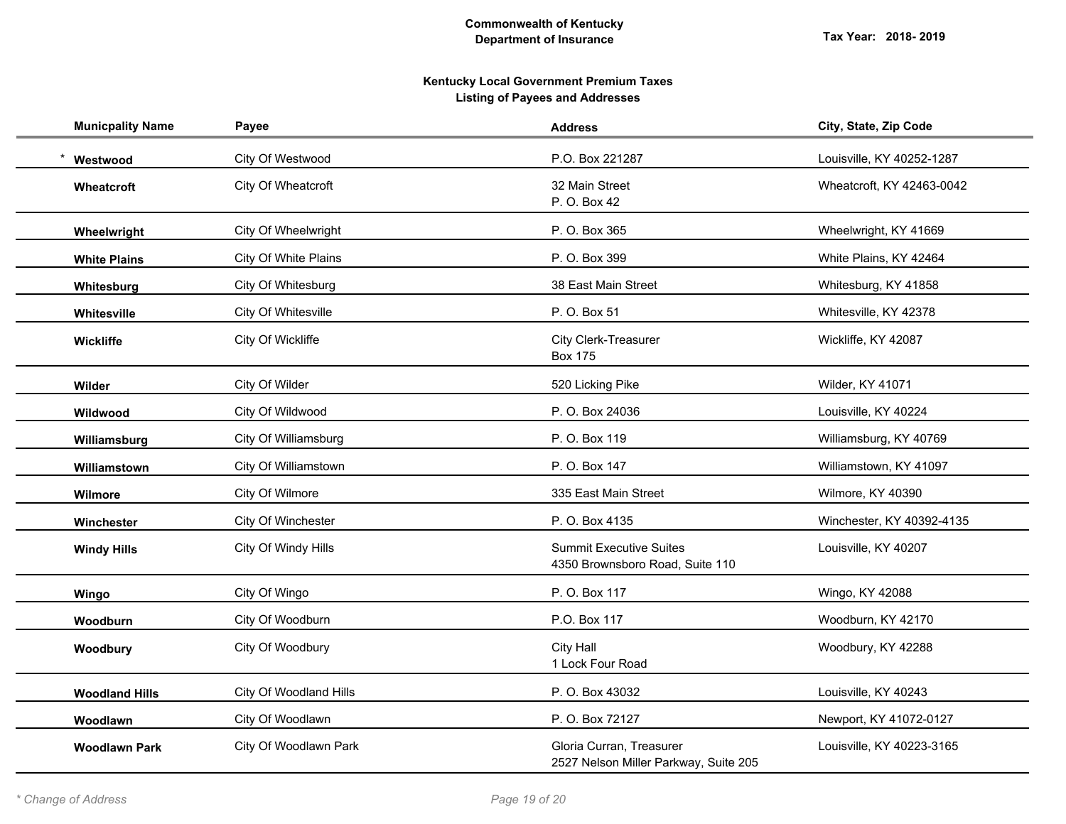**Commonwealth of Kentucky**
**Department of Insurance**

**Tax Year: 2018- 2019**

**Kentucky Local Government Premium Taxes**
**Listing of Payees and Addresses**

| Municpality Name | Payee | Address | City, State, Zip Code |
| --- | --- | --- | --- |
| * **Westwood** | City Of Westwood | P.O. Box 221287 | Louisville, KY 40252-1287 |
| **Wheatcroft** | City Of Wheatcroft | 32 Main Street<br>P. O. Box 42 | Wheatcroft, KY 42463-0042 |
| **Wheelwright** | City Of Wheelwright | P. O. Box 365 | Wheelwright, KY 41669 |
| **White Plains** | City Of White Plains | P. O. Box 399 | White Plains, KY 42464 |
| **Whitesburg** | City Of Whitesburg | 38 East Main Street | Whitesburg, KY 41858 |
| **Whitesville** | City Of Whitesville | P. O. Box 51 | Whitesville, KY 42378 |
| **Wickliffe** | City Of Wickliffe | City Clerk-Treasurer<br>Box 175 | Wickliffe, KY 42087 |
| **Wilder** | City Of Wilder | 520 Licking Pike | Wilder, KY 41071 |
| **Wildwood** | City Of Wildwood | P. O. Box 24036 | Louisville, KY 40224 |
| **Williamsburg** | City Of Williamsburg | P. O. Box 119 | Williamsburg, KY 40769 |
| **Williamstown** | City Of Williamstown | P. O. Box 147 | Williamstown, KY 41097 |
| **Wilmore** | City Of Wilmore | 335 East Main Street | Wilmore, KY 40390 |
| **Winchester** | City Of Winchester | P. O. Box 4135 | Winchester, KY 40392-4135 |
| **Windy Hills** | City Of Windy Hills | Summit Executive Suites<br>4350 Brownsboro Road, Suite 110 | Louisville, KY 40207 |
| **Wingo** | City Of Wingo | P. O. Box 117 | Wingo, KY 42088 |
| **Woodburn** | City Of Woodburn | P.O. Box 117 | Woodburn, KY 42170 |
| **Woodbury** | City Of Woodbury | City Hall<br>1 Lock Four Road | Woodbury, KY 42288 |
| **Woodland Hills** | City Of Woodland Hills | P. O. Box 43032 | Louisville, KY 40243 |
| **Woodlawn** | City Of Woodlawn | P. O. Box 72127 | Newport, KY 41072-0127 |
| **Woodlawn Park** | City Of Woodlawn Park | Gloria Curran, Treasurer<br>2527 Nelson Miller Parkway, Suite 205 | Louisville, KY 40223-3165 |

*\* Change of Address*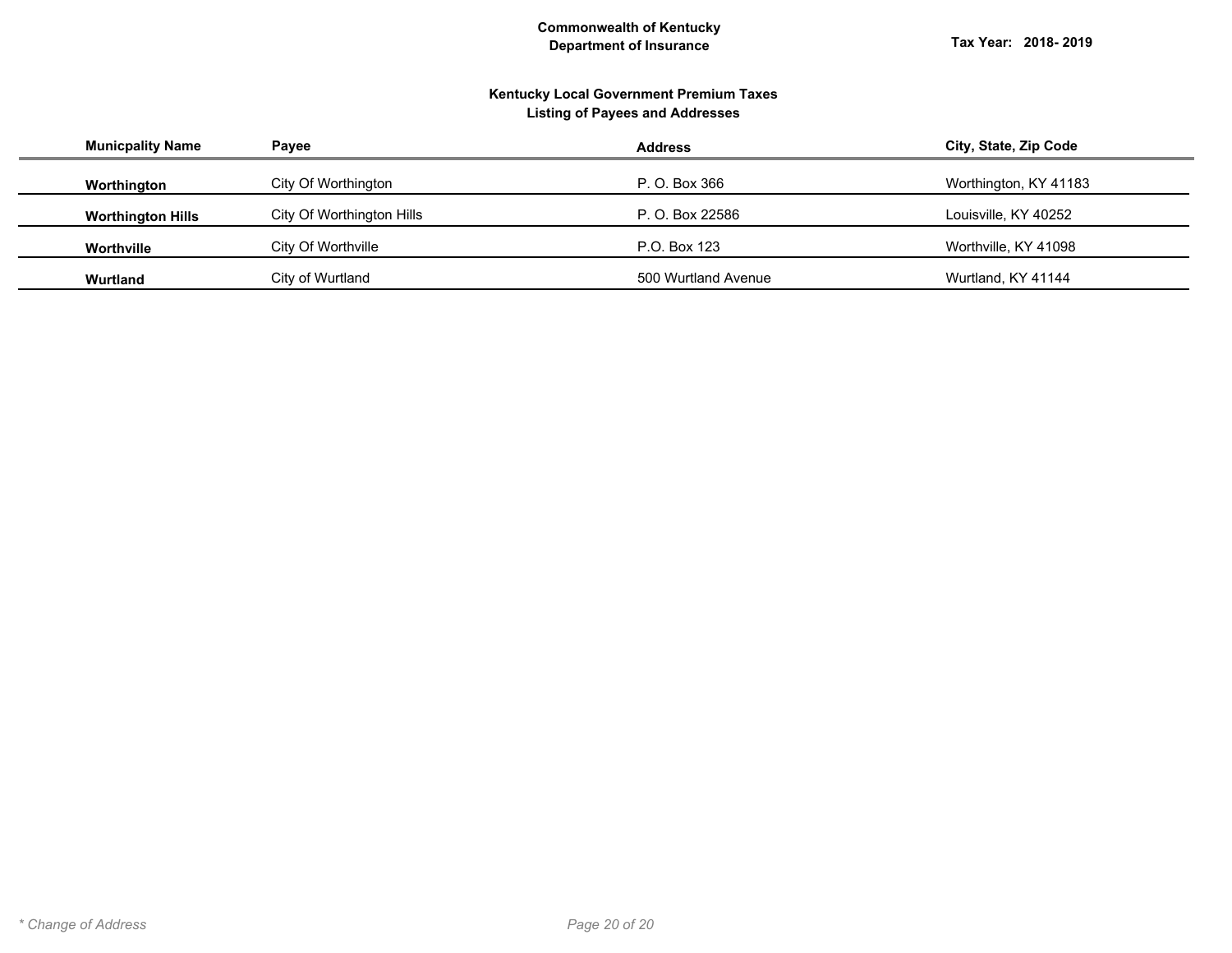| Municpality Name | Payee | Address | City, State, Zip Code |
|---|---|---|---|
| **Worthington** | City Of Worthington | P. O. Box 366 | Worthington, KY 41183 |
| **Worthington Hills** | City Of Worthington Hills | P. O. Box 22586 | Louisville, KY 40252 |
| **Worthville** | City Of Worthville | P.O. Box 123 | Worthville, KY 41098 |
| **Wurtland** | City of Wurtland | 500 Wurtland Avenue | Wurtland, KY 41144 |